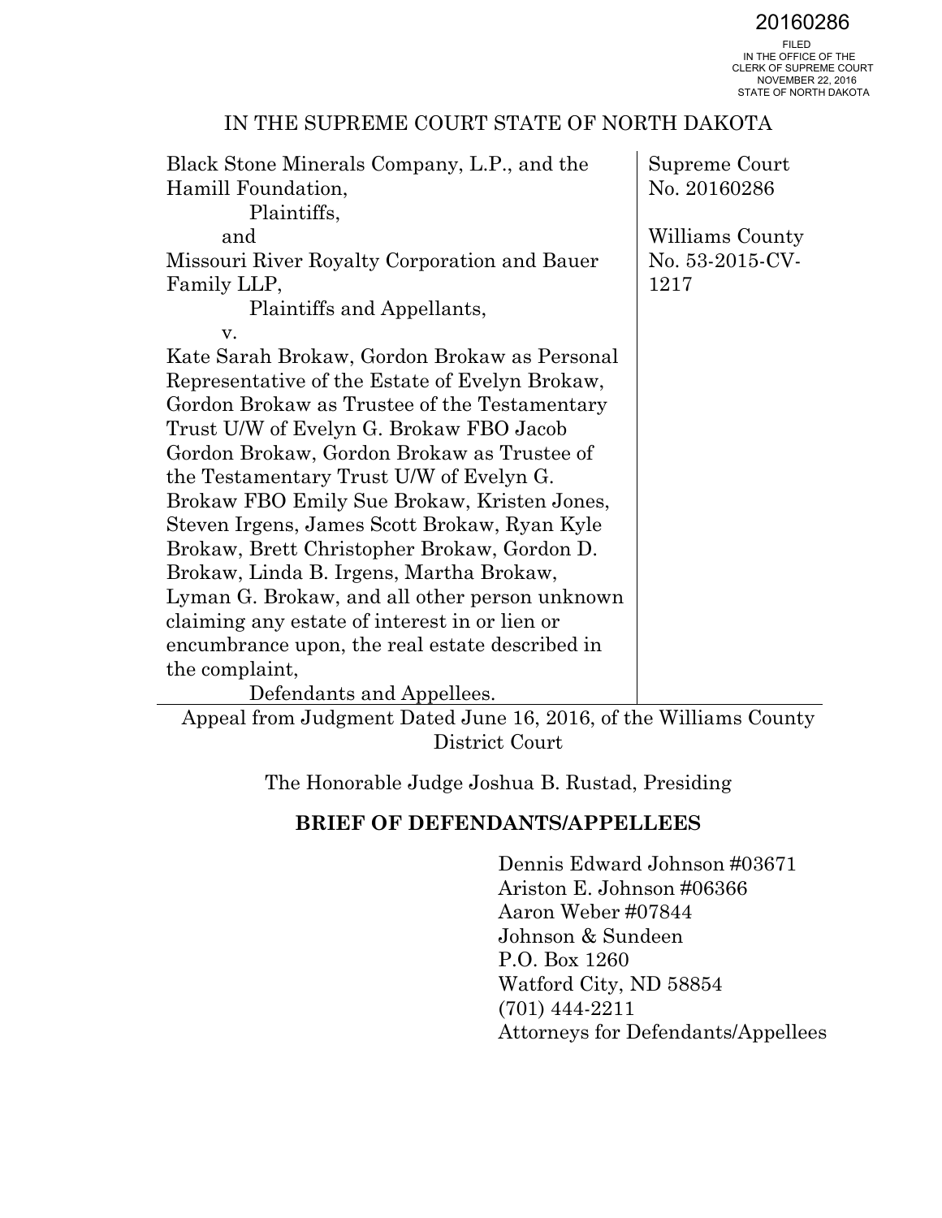20160286

FILED
IN THE OFFICE OF THE
CLERK OF SUPREME COURT
NOVEMBER 22, 2016
STATE OF NORTH DAKOTA

IN THE SUPREME COURT STATE OF NORTH DAKOTA

| | |
|---|---|
| Black Stone Minerals Company, L.P., and the Hamill Foundation,<br>Plaintiffs,<br>and<br>Missouri River Royalty Corporation and Bauer Family LLP,<br>Plaintiffs and Appellants,<br>v.<br>Kate Sarah Brokaw, Gordon Brokaw as Personal Representative of the Estate of Evelyn Brokaw, Gordon Brokaw as Trustee of the Testamentary Trust U/W of Evelyn G. Brokaw FBO Jacob Gordon Brokaw, Gordon Brokaw as Trustee of the Testamentary Trust U/W of Evelyn G. Brokaw FBO Emily Sue Brokaw, Kristen Jones, Steven Irgens, James Scott Brokaw, Ryan Kyle Brokaw, Brett Christopher Brokaw, Gordon D. Brokaw, Linda B. Irgens, Martha Brokaw, Lyman G. Brokaw, and all other person unknown claiming any estate of interest in or lien or encumbrance upon, the real estate described in the complaint,<br>Defendants and Appellees. | Supreme Court No. 20160286<br><br>Williams County No. 53-2015-CV-1217 |

Appeal from Judgment Dated June 16, 2016, of the Williams County District Court

The Honorable Judge Joshua B. Rustad, Presiding

**BRIEF OF DEFENDANTS/APPELLEES**

Dennis Edward Johnson #03671
Ariston E. Johnson #06366
Aaron Weber #07844
Johnson & Sundeen
P.O. Box 1260
Watford City, ND 58854
(701) 444-2211
Attorneys for Defendants/Appellees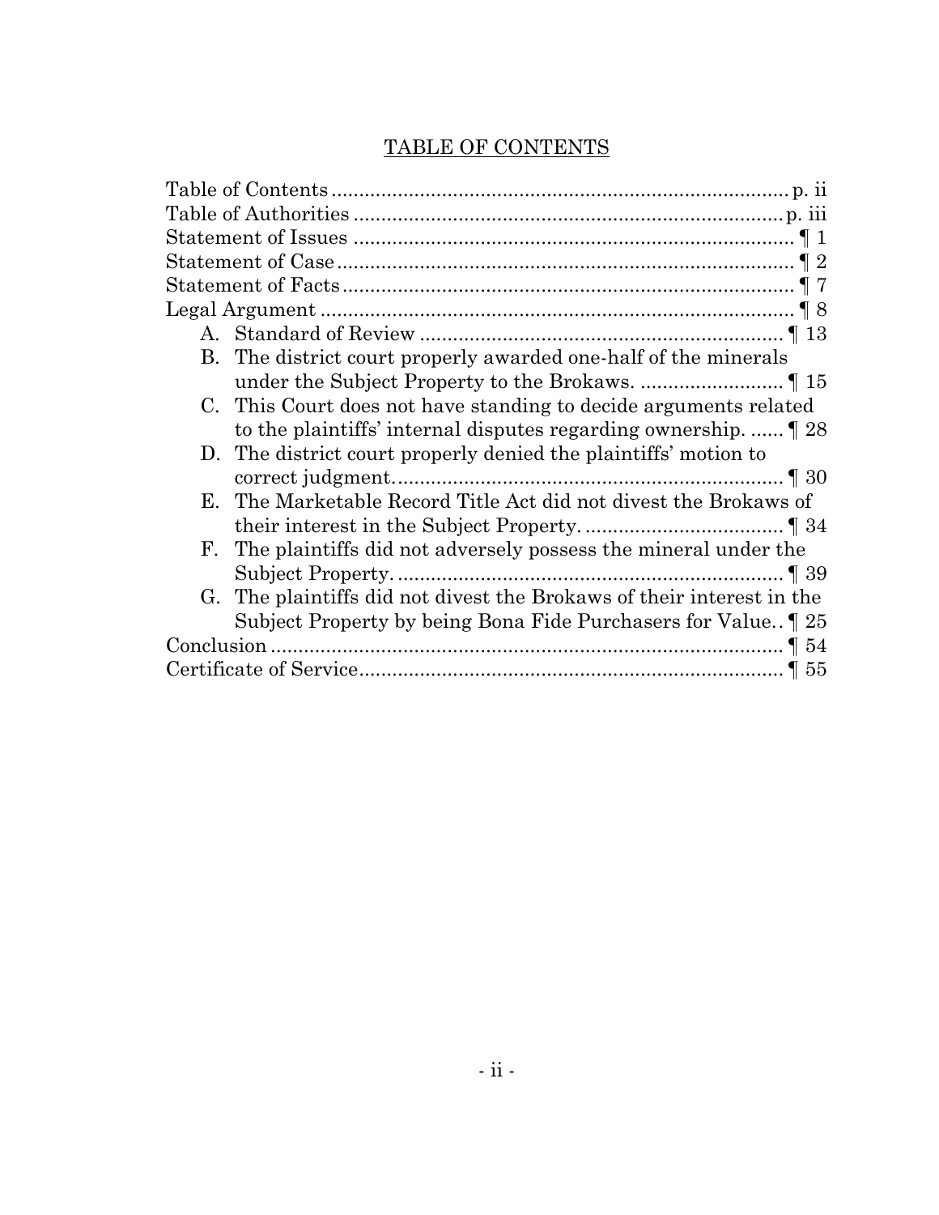## TABLE OF CONTENTS

| | |
|---|---|
| Table of Contents | p. ii |
| Table of Authorities | p. iii |
| Statement of Issues | ¶ 1 |
| Statement of Case | ¶ 2 |
| Statement of Facts | ¶ 7 |
| Legal Argument | ¶ 8 |
| A. Standard of Review | ¶ 13 |
| B. The district court properly awarded one-half of the minerals under the Subject Property to the Brokaws. | ¶ 15 |
| C. This Court does not have standing to decide arguments related to the plaintiffs' internal disputes regarding ownership. | ¶ 28 |
| D. The district court properly denied the plaintiffs' motion to correct judgment. | ¶ 30 |
| E. The Marketable Record Title Act did not divest the Brokaws of their interest in the Subject Property. | ¶ 34 |
| F. The plaintiffs did not adversely possess the mineral under the Subject Property. | ¶ 39 |
| G. The plaintiffs did not divest the Brokaws of their interest in the Subject Property by being Bona Fide Purchasers for Value. | ¶ 25 |
| Conclusion | ¶ 54 |
| Certificate of Service | ¶ 55 |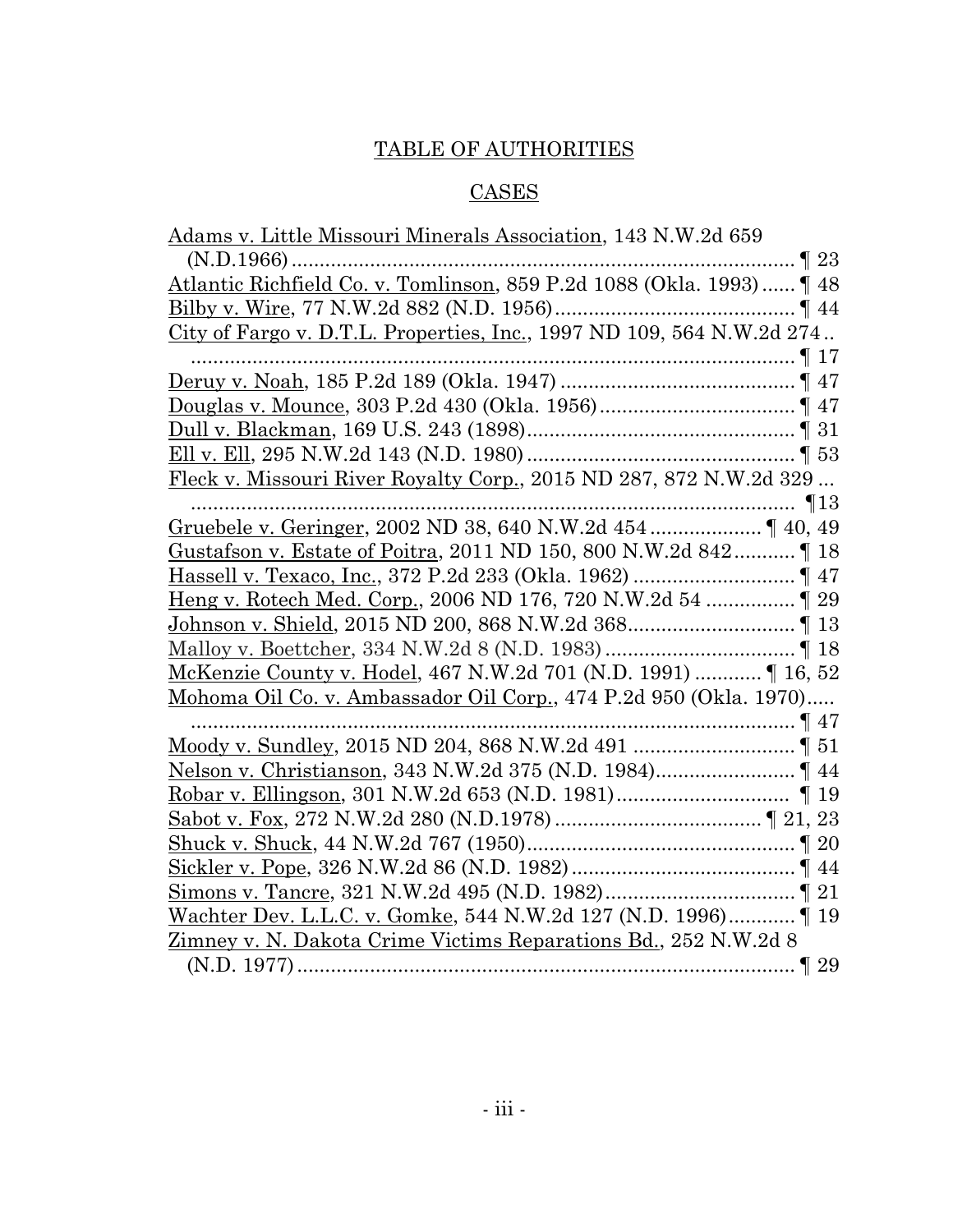# TABLE OF AUTHORITIES

## CASES

Adams v. Little Missouri Minerals Association, 143 N.W.2d 659 (N.D.1966) ¶ 23

Atlantic Richfield Co. v. Tomlinson, 859 P.2d 1088 (Okla. 1993) ¶ 48

Bilby v. Wire, 77 N.W.2d 882 (N.D. 1956) ¶ 44

City of Fargo v. D.T.L. Properties, Inc., 1997 ND 109, 564 N.W.2d 274 ¶ 17

Deruy v. Noah, 185 P.2d 189 (Okla. 1947) ¶ 47

Douglas v. Mounce, 303 P.2d 430 (Okla. 1956) ¶ 47

Dull v. Blackman, 169 U.S. 243 (1898) ¶ 31

Ell v. Ell, 295 N.W.2d 143 (N.D. 1980) ¶ 53

Fleck v. Missouri River Royalty Corp., 2015 ND 287, 872 N.W.2d 329 ¶13

Gruebele v. Geringer, 2002 ND 38, 640 N.W.2d 454 ¶ 40, 49

Gustafson v. Estate of Poitra, 2011 ND 150, 800 N.W.2d 842 ¶ 18

Hassell v. Texaco, Inc., 372 P.2d 233 (Okla. 1962) ¶ 47

Heng v. Rotech Med. Corp., 2006 ND 176, 720 N.W.2d 54 ¶ 29

Johnson v. Shield, 2015 ND 200, 868 N.W.2d 368 ¶ 13

Malloy v. Boettcher, 334 N.W.2d 8 (N.D. 1983) ¶ 18

McKenzie County v. Hodel, 467 N.W.2d 701 (N.D. 1991) ¶ 16, 52

Mohoma Oil Co. v. Ambassador Oil Corp., 474 P.2d 950 (Okla. 1970) ¶ 47

Moody v. Sundley, 2015 ND 204, 868 N.W.2d 491 ¶ 51

Nelson v. Christianson, 343 N.W.2d 375 (N.D. 1984) ¶ 44

Robar v. Ellingson, 301 N.W.2d 653 (N.D. 1981) ¶ 19

Sabot v. Fox, 272 N.W.2d 280 (N.D.1978) ¶ 21, 23

Shuck v. Shuck, 44 N.W.2d 767 (1950) ¶ 20

Sickler v. Pope, 326 N.W.2d 86 (N.D. 1982) ¶ 44

Simons v. Tancre, 321 N.W.2d 495 (N.D. 1982) ¶ 21

Wachter Dev. L.L.C. v. Gomke, 544 N.W.2d 127 (N.D. 1996) ¶ 19

Zimney v. N. Dakota Crime Victims Reparations Bd., 252 N.W.2d 8 (N.D. 1977) ¶ 29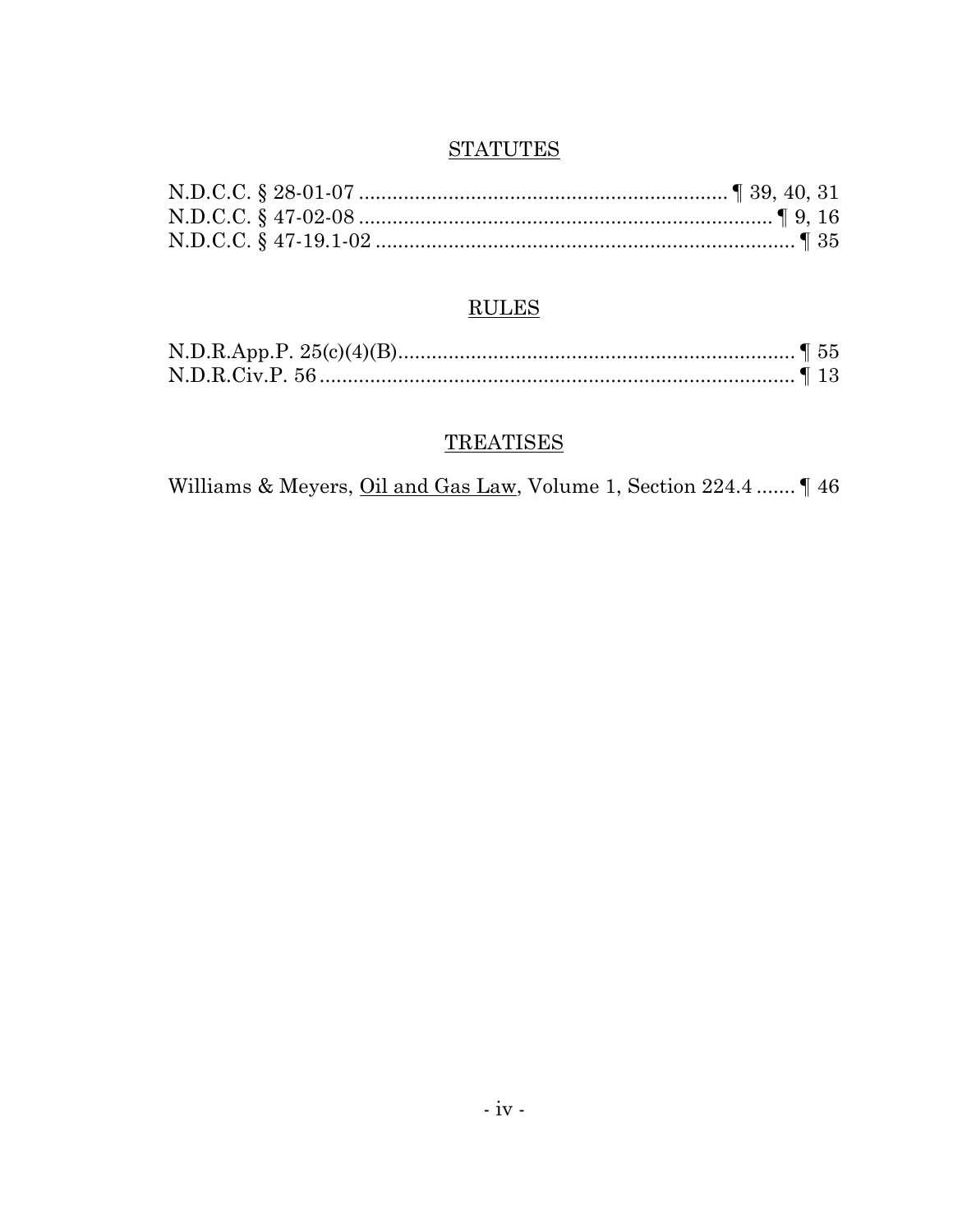## STATUTES

N.D.C.C. § 28-01-07 .................................................................. ¶ 39, 40, 31
N.D.C.C. § 47-02-08 ........................................................................... ¶ 9, 16
N.D.C.C. § 47-19.1-02 .............................................................................. ¶ 35

## RULES

N.D.R.App.P. 25(c)(4)(B)........................................................................ ¶ 55
N.D.R.Civ.P. 56 ...................................................................................... ¶ 13

## TREATISES

Williams & Meyers, Oil and Gas Law, Volume 1, Section 224.4 ....... ¶ 46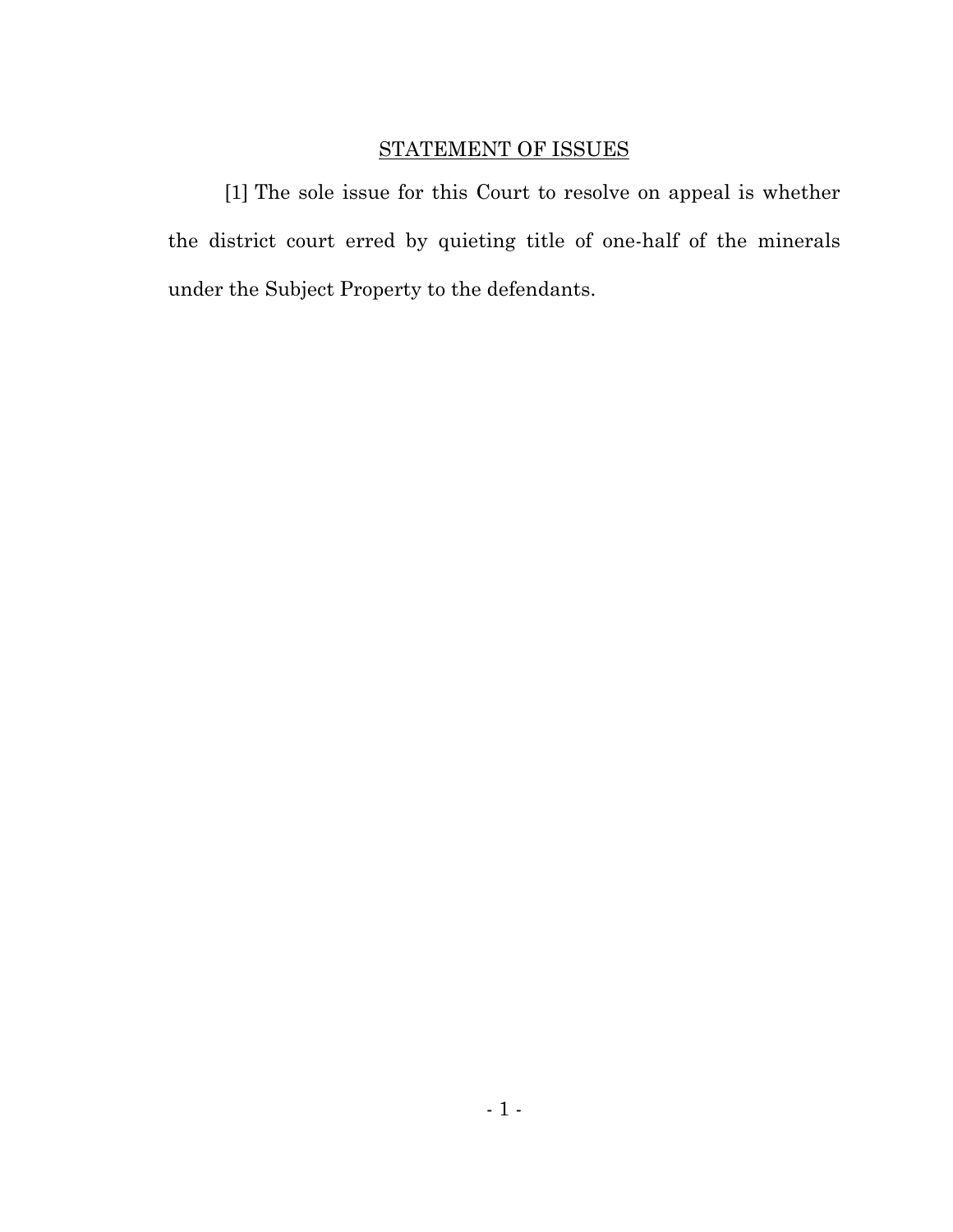## STATEMENT OF ISSUES

[1] The sole issue for this Court to resolve on appeal is whether the district court erred by quieting title of one-half of the minerals under the Subject Property to the defendants.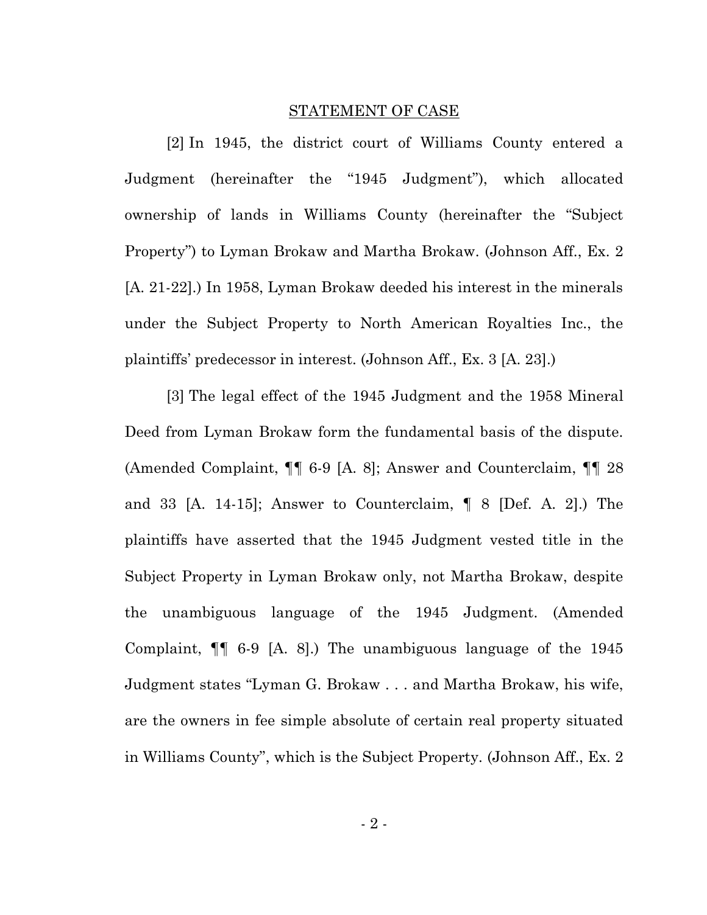## STATEMENT OF CASE

[2] In 1945, the district court of Williams County entered a Judgment (hereinafter the "1945 Judgment"), which allocated ownership of lands in Williams County (hereinafter the "Subject Property") to Lyman Brokaw and Martha Brokaw. (Johnson Aff., Ex. 2 [A. 21-22].) In 1958, Lyman Brokaw deeded his interest in the minerals under the Subject Property to North American Royalties Inc., the plaintiffs' predecessor in interest. (Johnson Aff., Ex. 3 [A. 23].)

[3] The legal effect of the 1945 Judgment and the 1958 Mineral Deed from Lyman Brokaw form the fundamental basis of the dispute. (Amended Complaint, ¶¶ 6-9 [A. 8]; Answer and Counterclaim, ¶¶ 28 and 33 [A. 14-15]; Answer to Counterclaim, ¶ 8 [Def. A. 2].) The plaintiffs have asserted that the 1945 Judgment vested title in the Subject Property in Lyman Brokaw only, not Martha Brokaw, despite the unambiguous language of the 1945 Judgment. (Amended Complaint, ¶¶ 6-9 [A. 8].) The unambiguous language of the 1945 Judgment states "Lyman G. Brokaw . . . and Martha Brokaw, his wife, are the owners in fee simple absolute of certain real property situated in Williams County", which is the Subject Property. (Johnson Aff., Ex. 2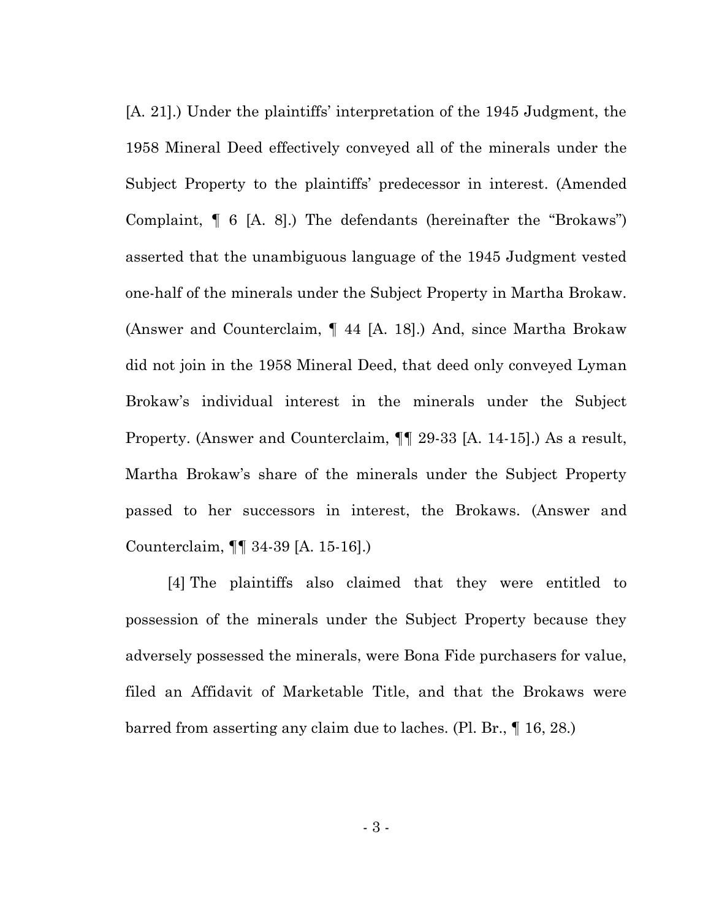[A. 21].) Under the plaintiffs' interpretation of the 1945 Judgment, the 1958 Mineral Deed effectively conveyed all of the minerals under the Subject Property to the plaintiffs' predecessor in interest. (Amended Complaint, ¶ 6 [A. 8].) The defendants (hereinafter the "Brokaws") asserted that the unambiguous language of the 1945 Judgment vested one-half of the minerals under the Subject Property in Martha Brokaw. (Answer and Counterclaim, ¶ 44 [A. 18].) And, since Martha Brokaw did not join in the 1958 Mineral Deed, that deed only conveyed Lyman Brokaw's individual interest in the minerals under the Subject Property. (Answer and Counterclaim, ¶¶ 29-33 [A. 14-15].) As a result, Martha Brokaw's share of the minerals under the Subject Property passed to her successors in interest, the Brokaws. (Answer and Counterclaim, ¶¶ 34-39 [A. 15-16].)

[4] The plaintiffs also claimed that they were entitled to possession of the minerals under the Subject Property because they adversely possessed the minerals, were Bona Fide purchasers for value, filed an Affidavit of Marketable Title, and that the Brokaws were barred from asserting any claim due to laches. (Pl. Br., ¶ 16, 28.)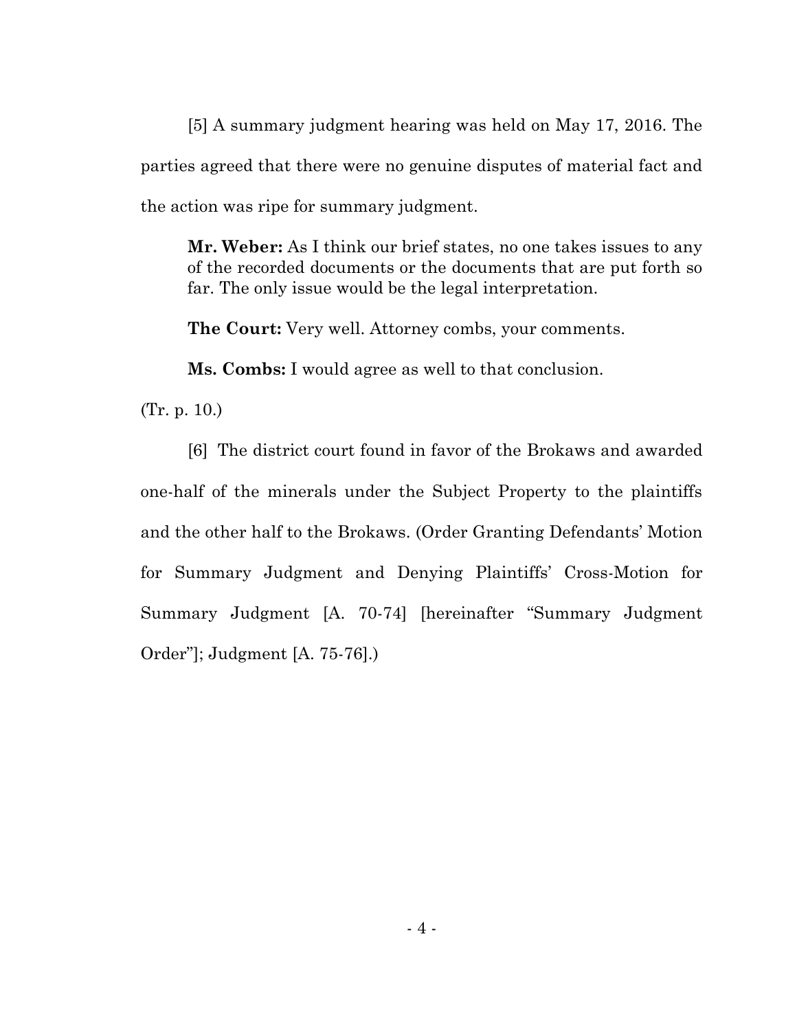[5] A summary judgment hearing was held on May 17, 2016. The parties agreed that there were no genuine disputes of material fact and the action was ripe for summary judgment.

> **Mr. Weber:** As I think our brief states, no one takes issues to any of the recorded documents or the documents that are put forth so far. The only issue would be the legal interpretation.
>
> **The Court:** Very well. Attorney combs, your comments.
>
> **Ms. Combs:** I would agree as well to that conclusion.

(Tr. p. 10.)

[6] The district court found in favor of the Brokaws and awarded one-half of the minerals under the Subject Property to the plaintiffs and the other half to the Brokaws. (Order Granting Defendants' Motion for Summary Judgment and Denying Plaintiffs' Cross-Motion for Summary Judgment [A. 70-74] [hereinafter "Summary Judgment Order"]; Judgment [A. 75-76].)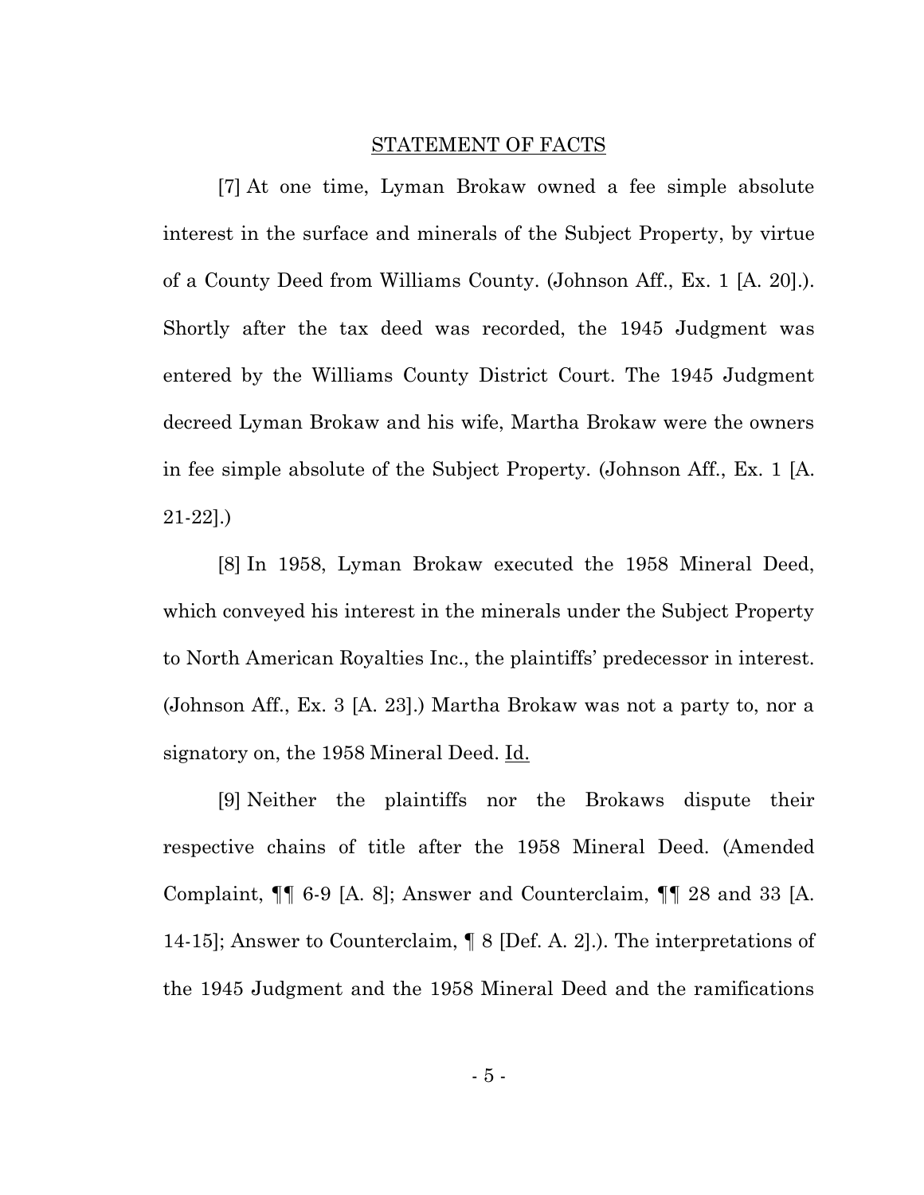## STATEMENT OF FACTS

[7] At one time, Lyman Brokaw owned a fee simple absolute interest in the surface and minerals of the Subject Property, by virtue of a County Deed from Williams County. (Johnson Aff., Ex. 1 [A. 20].). Shortly after the tax deed was recorded, the 1945 Judgment was entered by the Williams County District Court. The 1945 Judgment decreed Lyman Brokaw and his wife, Martha Brokaw were the owners in fee simple absolute of the Subject Property. (Johnson Aff., Ex. 1 [A. 21-22].)

[8] In 1958, Lyman Brokaw executed the 1958 Mineral Deed, which conveyed his interest in the minerals under the Subject Property to North American Royalties Inc., the plaintiffs' predecessor in interest. (Johnson Aff., Ex. 3 [A. 23].) Martha Brokaw was not a party to, nor a signatory on, the 1958 Mineral Deed. Id.

[9] Neither the plaintiffs nor the Brokaws dispute their respective chains of title after the 1958 Mineral Deed. (Amended Complaint, ¶¶ 6-9 [A. 8]; Answer and Counterclaim, ¶¶ 28 and 33 [A. 14-15]; Answer to Counterclaim, ¶ 8 [Def. A. 2].). The interpretations of the 1945 Judgment and the 1958 Mineral Deed and the ramifications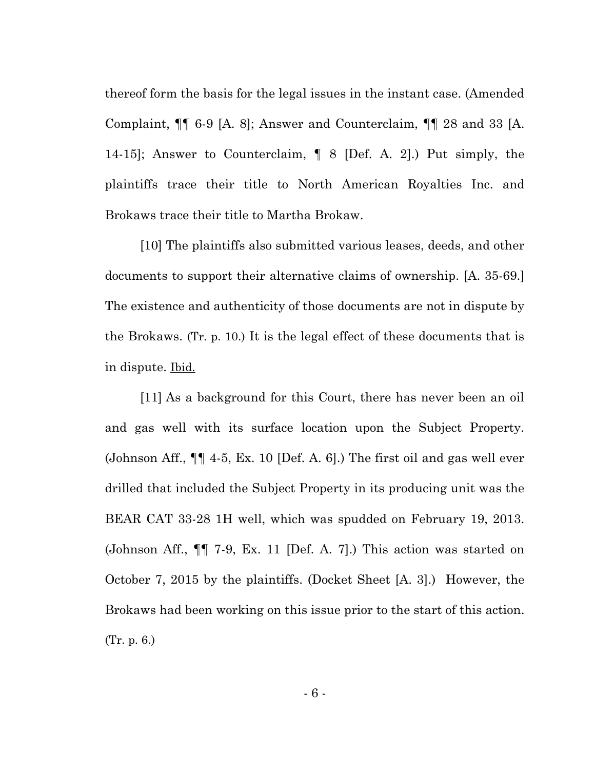thereof form the basis for the legal issues in the instant case. (Amended Complaint, ¶¶ 6-9 [A. 8]; Answer and Counterclaim, ¶¶ 28 and 33 [A. 14-15]; Answer to Counterclaim, ¶ 8 [Def. A. 2].) Put simply, the plaintiffs trace their title to North American Royalties Inc. and Brokaws trace their title to Martha Brokaw.

[10] The plaintiffs also submitted various leases, deeds, and other documents to support their alternative claims of ownership. [A. 35-69.] The existence and authenticity of those documents are not in dispute by the Brokaws. (Tr. p. 10.) It is the legal effect of these documents that is in dispute. Ibid.

[11] As a background for this Court, there has never been an oil and gas well with its surface location upon the Subject Property. (Johnson Aff., ¶¶ 4-5, Ex. 10 [Def. A. 6].) The first oil and gas well ever drilled that included the Subject Property in its producing unit was the BEAR CAT 33-28 1H well, which was spudded on February 19, 2013. (Johnson Aff., ¶¶ 7-9, Ex. 11 [Def. A. 7].) This action was started on October 7, 2015 by the plaintiffs. (Docket Sheet [A. 3].) However, the Brokaws had been working on this issue prior to the start of this action. (Tr. p. 6.)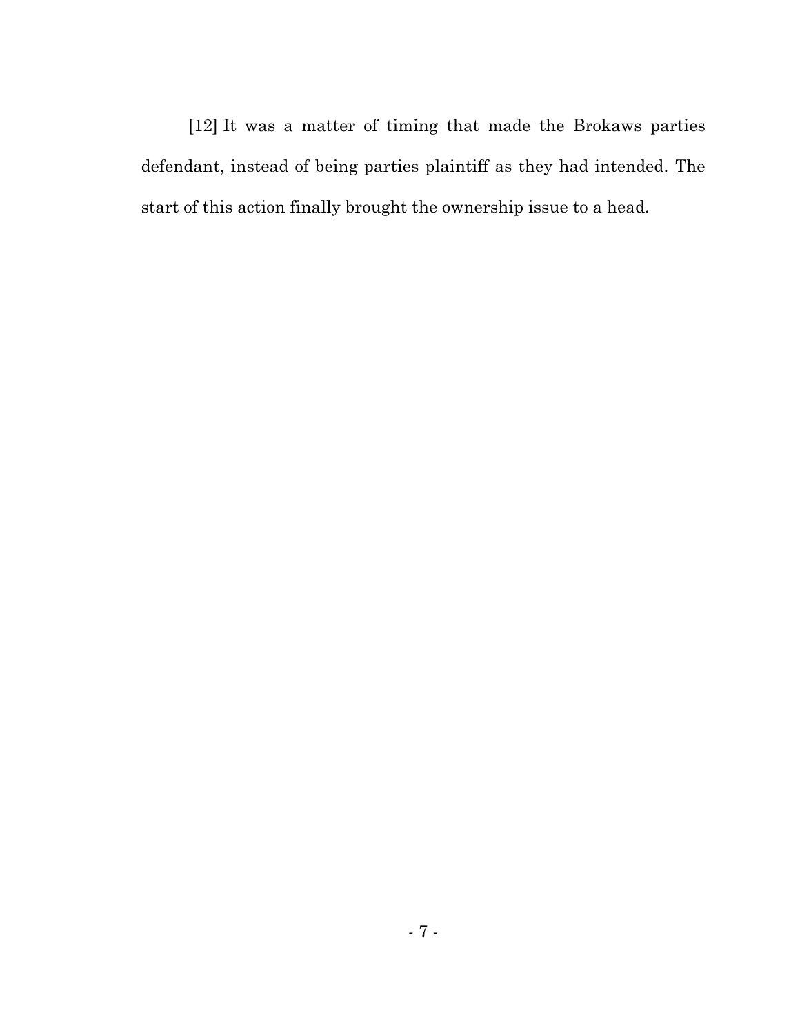[12] It was a matter of timing that made the Brokaws parties defendant, instead of being parties plaintiff as they had intended. The start of this action finally brought the ownership issue to a head.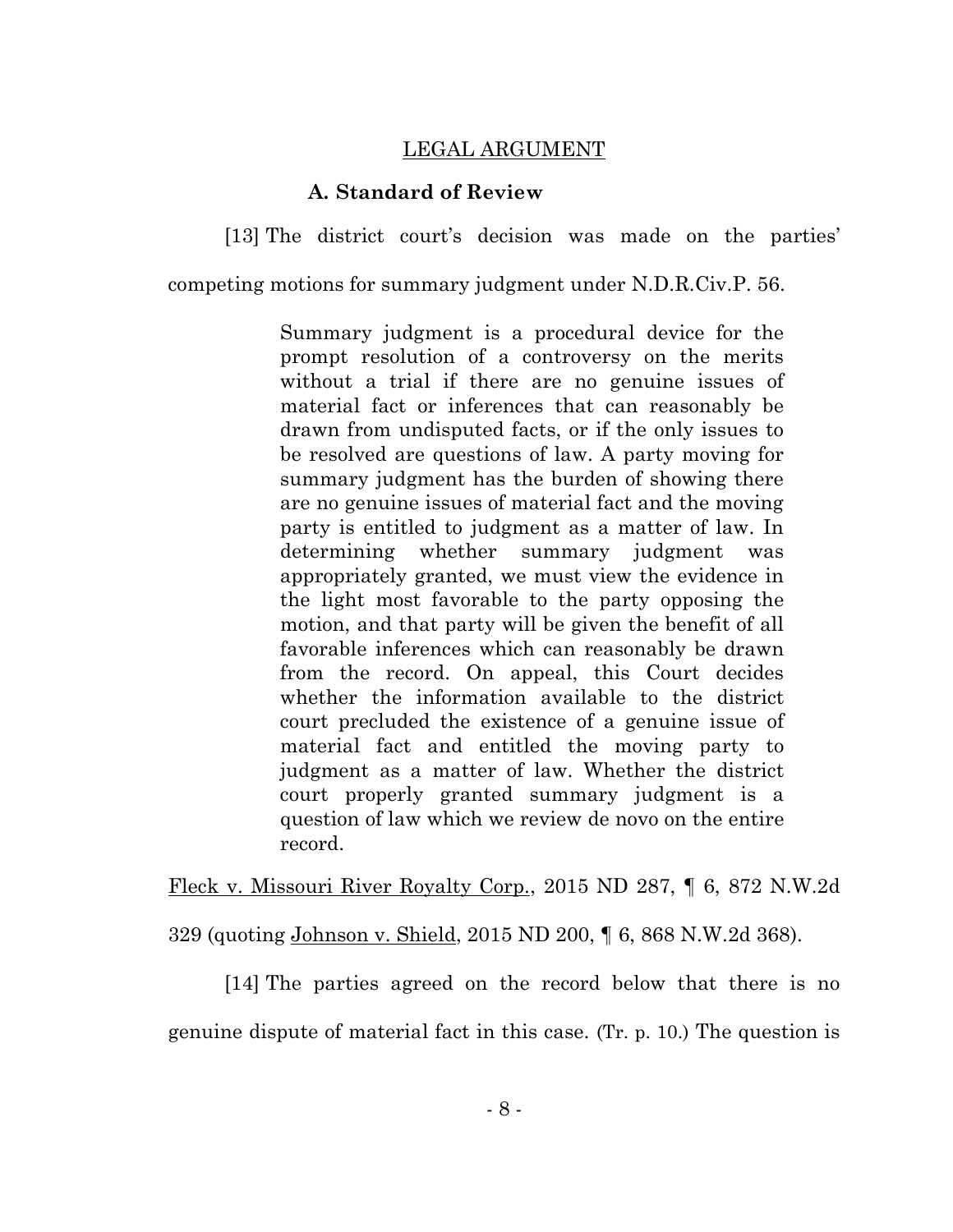## LEGAL ARGUMENT

### A. Standard of Review

[13] The district court's decision was made on the parties' competing motions for summary judgment under N.D.R.Civ.P. 56.

> Summary judgment is a procedural device for the prompt resolution of a controversy on the merits without a trial if there are no genuine issues of material fact or inferences that can reasonably be drawn from undisputed facts, or if the only issues to be resolved are questions of law. A party moving for summary judgment has the burden of showing there are no genuine issues of material fact and the moving party is entitled to judgment as a matter of law. In determining whether summary judgment was appropriately granted, we must view the evidence in the light most favorable to the party opposing the motion, and that party will be given the benefit of all favorable inferences which can reasonably be drawn from the record. On appeal, this Court decides whether the information available to the district court precluded the existence of a genuine issue of material fact and entitled the moving party to judgment as a matter of law. Whether the district court properly granted summary judgment is a question of law which we review de novo on the entire record.

Fleck v. Missouri River Royalty Corp., 2015 ND 287, ¶ 6, 872 N.W.2d 329 (quoting Johnson v. Shield, 2015 ND 200, ¶ 6, 868 N.W.2d 368).

[14] The parties agreed on the record below that there is no genuine dispute of material fact in this case. (Tr. p. 10.) The question is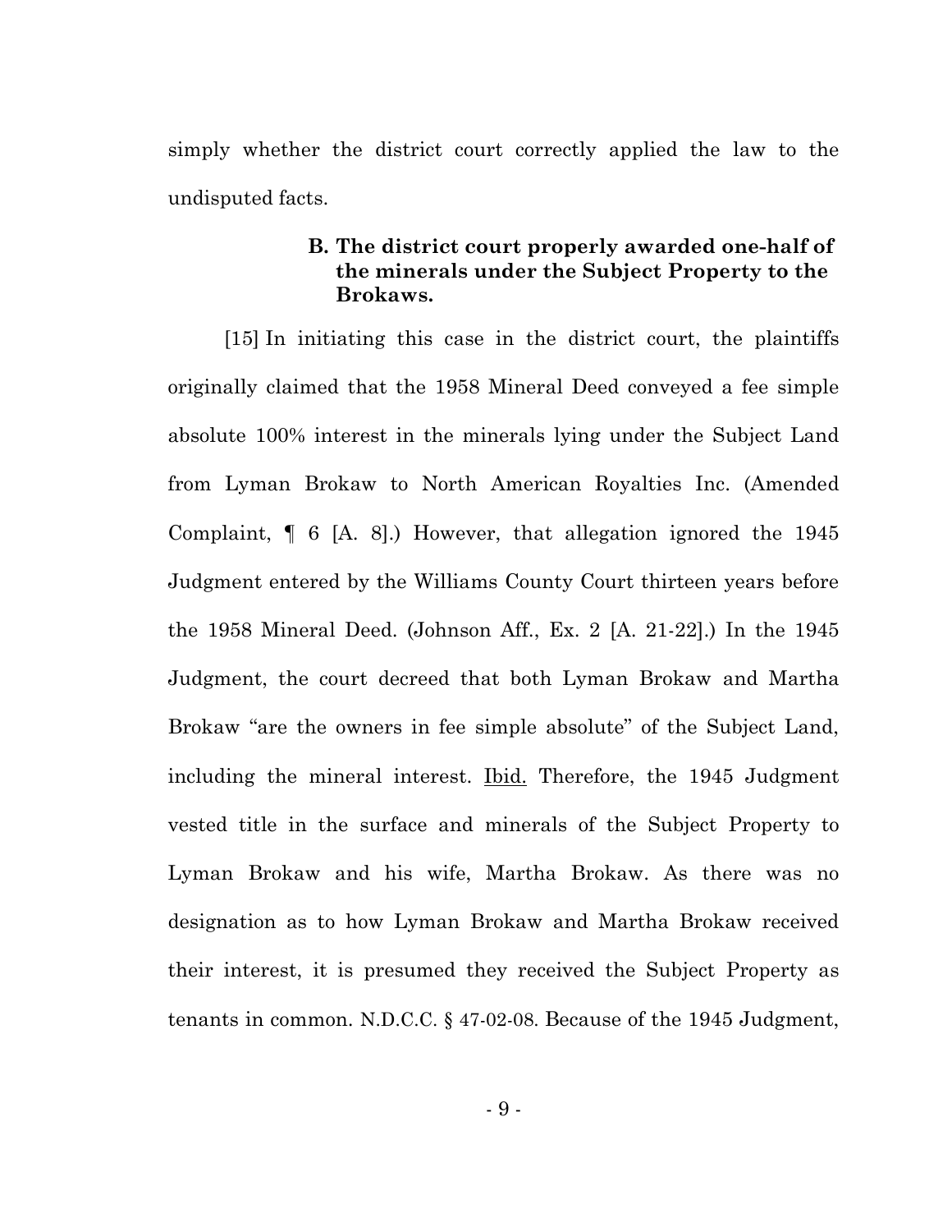simply whether the district court correctly applied the law to the undisputed facts.

### B. The district court properly awarded one-half of the minerals under the Subject Property to the Brokaws.

[15] In initiating this case in the district court, the plaintiffs originally claimed that the 1958 Mineral Deed conveyed a fee simple absolute 100% interest in the minerals lying under the Subject Land from Lyman Brokaw to North American Royalties Inc. (Amended Complaint, ¶ 6 [A. 8].) However, that allegation ignored the 1945 Judgment entered by the Williams County Court thirteen years before the 1958 Mineral Deed. (Johnson Aff., Ex. 2 [A. 21-22].) In the 1945 Judgment, the court decreed that both Lyman Brokaw and Martha Brokaw "are the owners in fee simple absolute" of the Subject Land, including the mineral interest. Ibid. Therefore, the 1945 Judgment vested title in the surface and minerals of the Subject Property to Lyman Brokaw and his wife, Martha Brokaw. As there was no designation as to how Lyman Brokaw and Martha Brokaw received their interest, it is presumed they received the Subject Property as tenants in common. N.D.C.C. § 47-02-08. Because of the 1945 Judgment,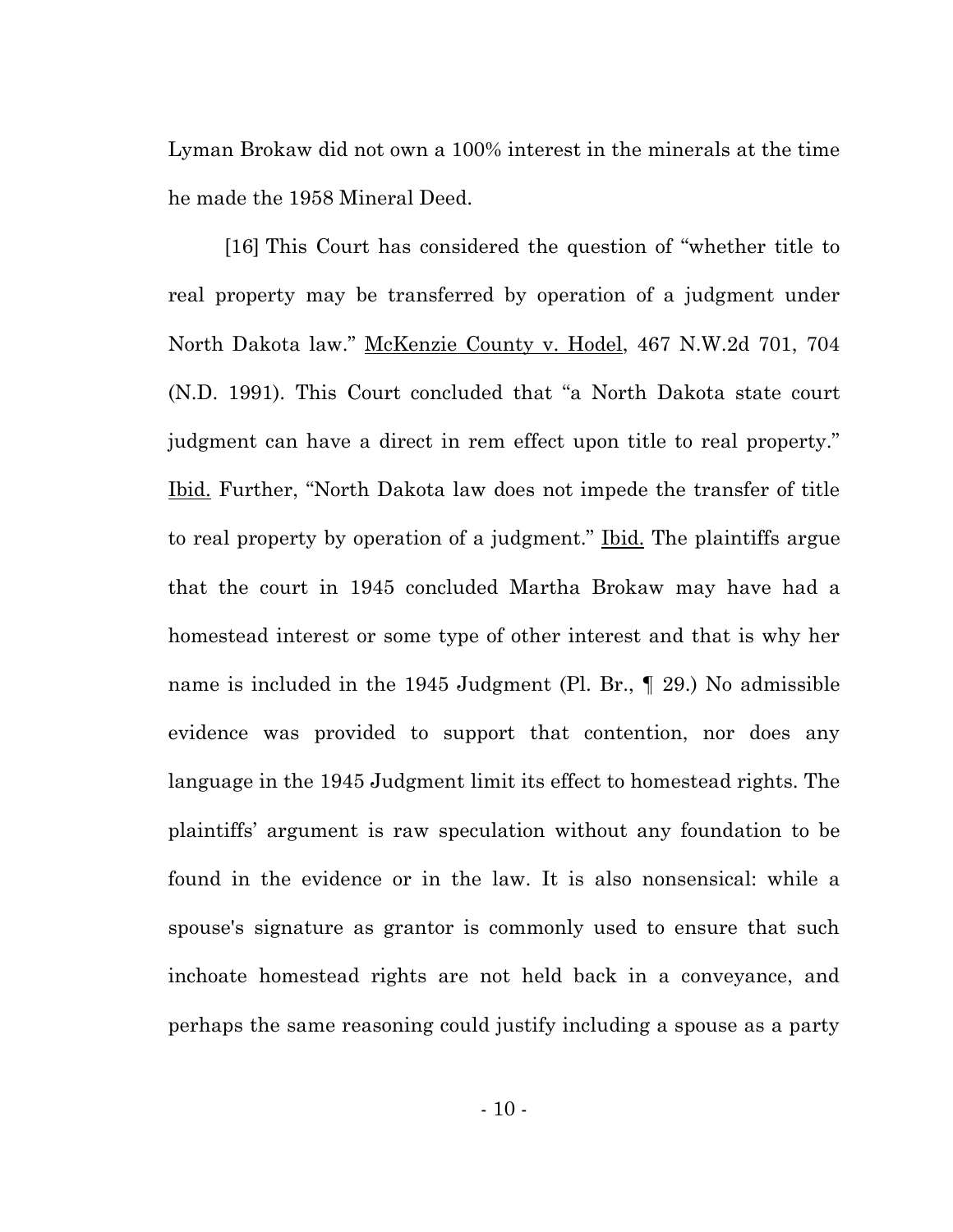Lyman Brokaw did not own a 100% interest in the minerals at the time he made the 1958 Mineral Deed.

[16] This Court has considered the question of "whether title to real property may be transferred by operation of a judgment under North Dakota law." McKenzie County v. Hodel, 467 N.W.2d 701, 704 (N.D. 1991). This Court concluded that "a North Dakota state court judgment can have a direct in rem effect upon title to real property." Ibid. Further, "North Dakota law does not impede the transfer of title to real property by operation of a judgment." Ibid. The plaintiffs argue that the court in 1945 concluded Martha Brokaw may have had a homestead interest or some type of other interest and that is why her name is included in the 1945 Judgment (Pl. Br., ¶ 29.) No admissible evidence was provided to support that contention, nor does any language in the 1945 Judgment limit its effect to homestead rights. The plaintiffs' argument is raw speculation without any foundation to be found in the evidence or in the law. It is also nonsensical: while a spouse's signature as grantor is commonly used to ensure that such inchoate homestead rights are not held back in a conveyance, and perhaps the same reasoning could justify including a spouse as a party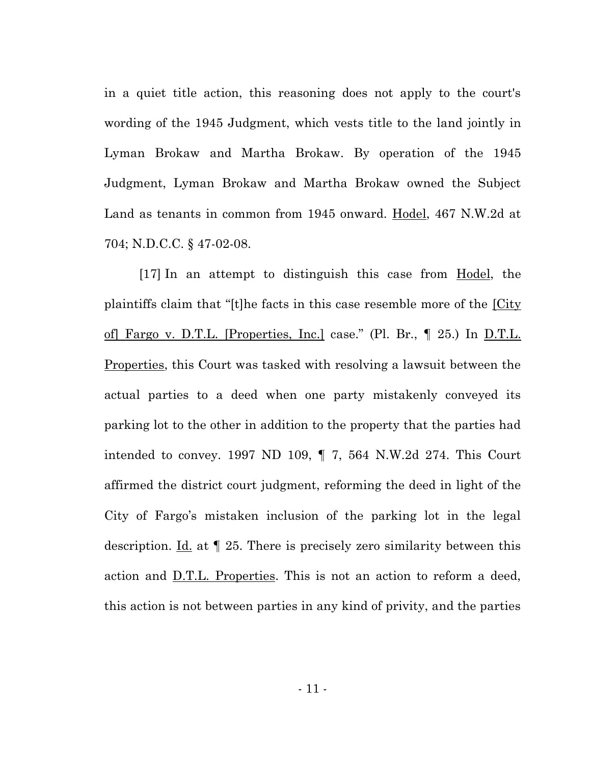in a quiet title action, this reasoning does not apply to the court's wording of the 1945 Judgment, which vests title to the land jointly in Lyman Brokaw and Martha Brokaw. By operation of the 1945 Judgment, Lyman Brokaw and Martha Brokaw owned the Subject Land as tenants in common from 1945 onward. Hodel, 467 N.W.2d at 704; N.D.C.C. § 47-02-08.

[17] In an attempt to distinguish this case from Hodel, the plaintiffs claim that "[t]he facts in this case resemble more of the [City of] Fargo v. D.T.L. [Properties, Inc.] case." (Pl. Br., ¶ 25.) In D.T.L. Properties, this Court was tasked with resolving a lawsuit between the actual parties to a deed when one party mistakenly conveyed its parking lot to the other in addition to the property that the parties had intended to convey. 1997 ND 109, ¶ 7, 564 N.W.2d 274. This Court affirmed the district court judgment, reforming the deed in light of the City of Fargo's mistaken inclusion of the parking lot in the legal description. Id. at ¶ 25. There is precisely zero similarity between this action and D.T.L. Properties. This is not an action to reform a deed, this action is not between parties in any kind of privity, and the parties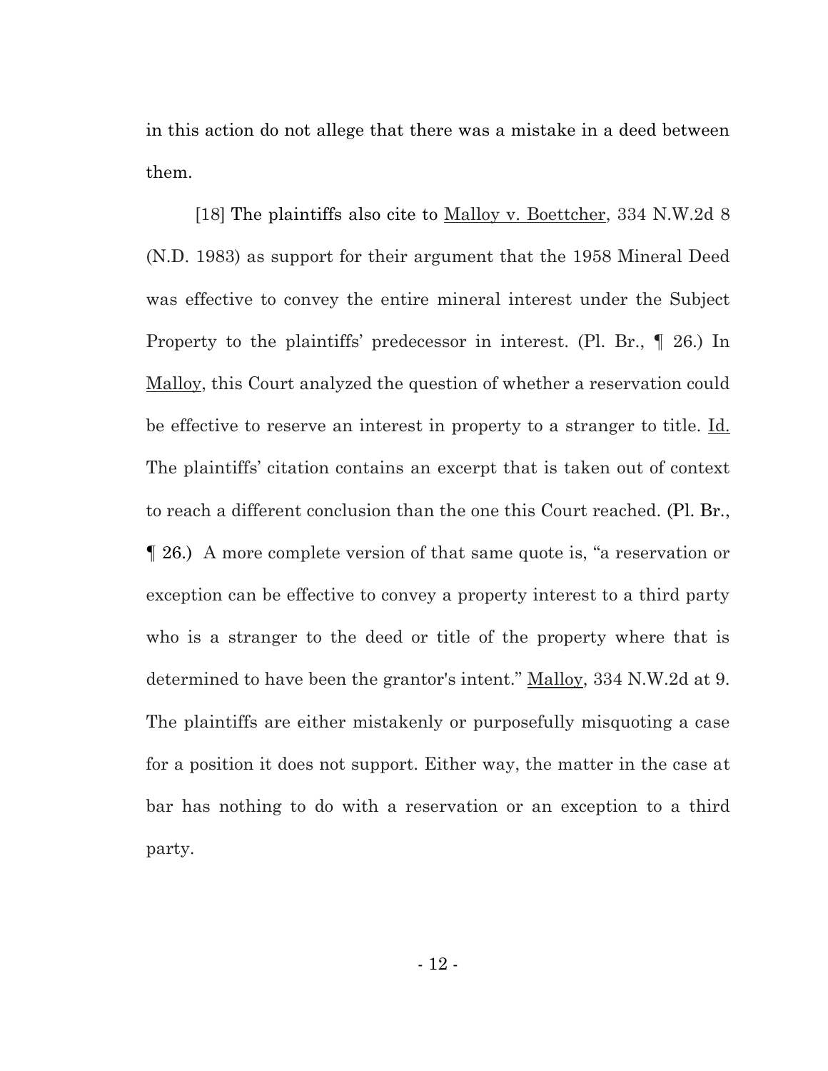in this action do not allege that there was a mistake in a deed between them.

[18] The plaintiffs also cite to Malloy v. Boettcher, 334 N.W.2d 8 (N.D. 1983) as support for their argument that the 1958 Mineral Deed was effective to convey the entire mineral interest under the Subject Property to the plaintiffs' predecessor in interest. (Pl. Br., ¶ 26.) In Malloy, this Court analyzed the question of whether a reservation could be effective to reserve an interest in property to a stranger to title. Id. The plaintiffs' citation contains an excerpt that is taken out of context to reach a different conclusion than the one this Court reached. (Pl. Br., ¶ 26.) A more complete version of that same quote is, "a reservation or exception can be effective to convey a property interest to a third party who is a stranger to the deed or title of the property where that is determined to have been the grantor's intent." Malloy, 334 N.W.2d at 9. The plaintiffs are either mistakenly or purposefully misquoting a case for a position it does not support. Either way, the matter in the case at bar has nothing to do with a reservation or an exception to a third party.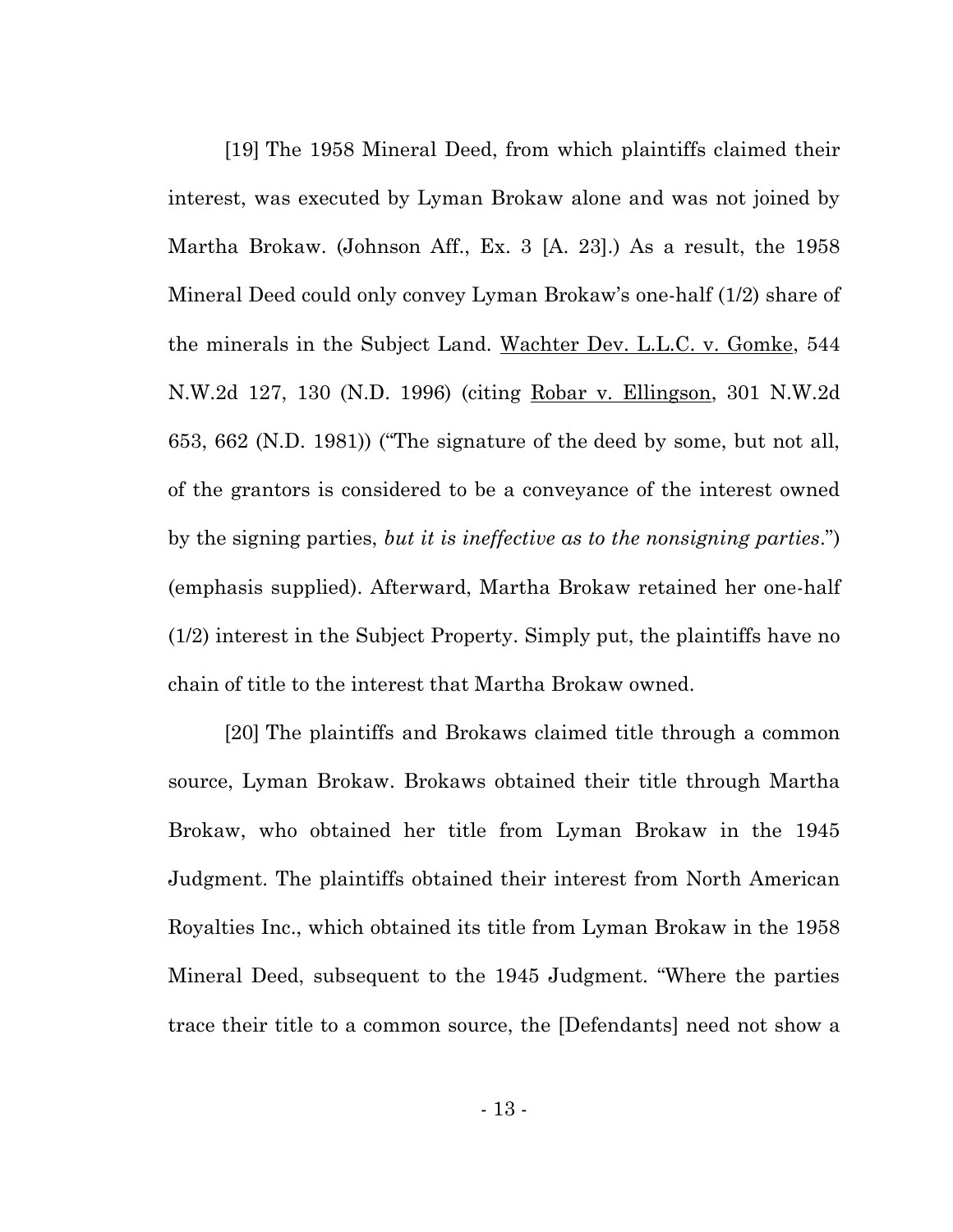[19] The 1958 Mineral Deed, from which plaintiffs claimed their interest, was executed by Lyman Brokaw alone and was not joined by Martha Brokaw. (Johnson Aff., Ex. 3 [A. 23].) As a result, the 1958 Mineral Deed could only convey Lyman Brokaw's one-half (1/2) share of the minerals in the Subject Land. Wachter Dev. L.L.C. v. Gomke, 544 N.W.2d 127, 130 (N.D. 1996) (citing Robar v. Ellingson, 301 N.W.2d 653, 662 (N.D. 1981)) ("The signature of the deed by some, but not all, of the grantors is considered to be a conveyance of the interest owned by the signing parties, *but it is ineffective as to the nonsigning parties*.") (emphasis supplied). Afterward, Martha Brokaw retained her one-half (1/2) interest in the Subject Property. Simply put, the plaintiffs have no chain of title to the interest that Martha Brokaw owned.

[20] The plaintiffs and Brokaws claimed title through a common source, Lyman Brokaw. Brokaws obtained their title through Martha Brokaw, who obtained her title from Lyman Brokaw in the 1945 Judgment. The plaintiffs obtained their interest from North American Royalties Inc., which obtained its title from Lyman Brokaw in the 1958 Mineral Deed, subsequent to the 1945 Judgment. "Where the parties trace their title to a common source, the [Defendants] need not show a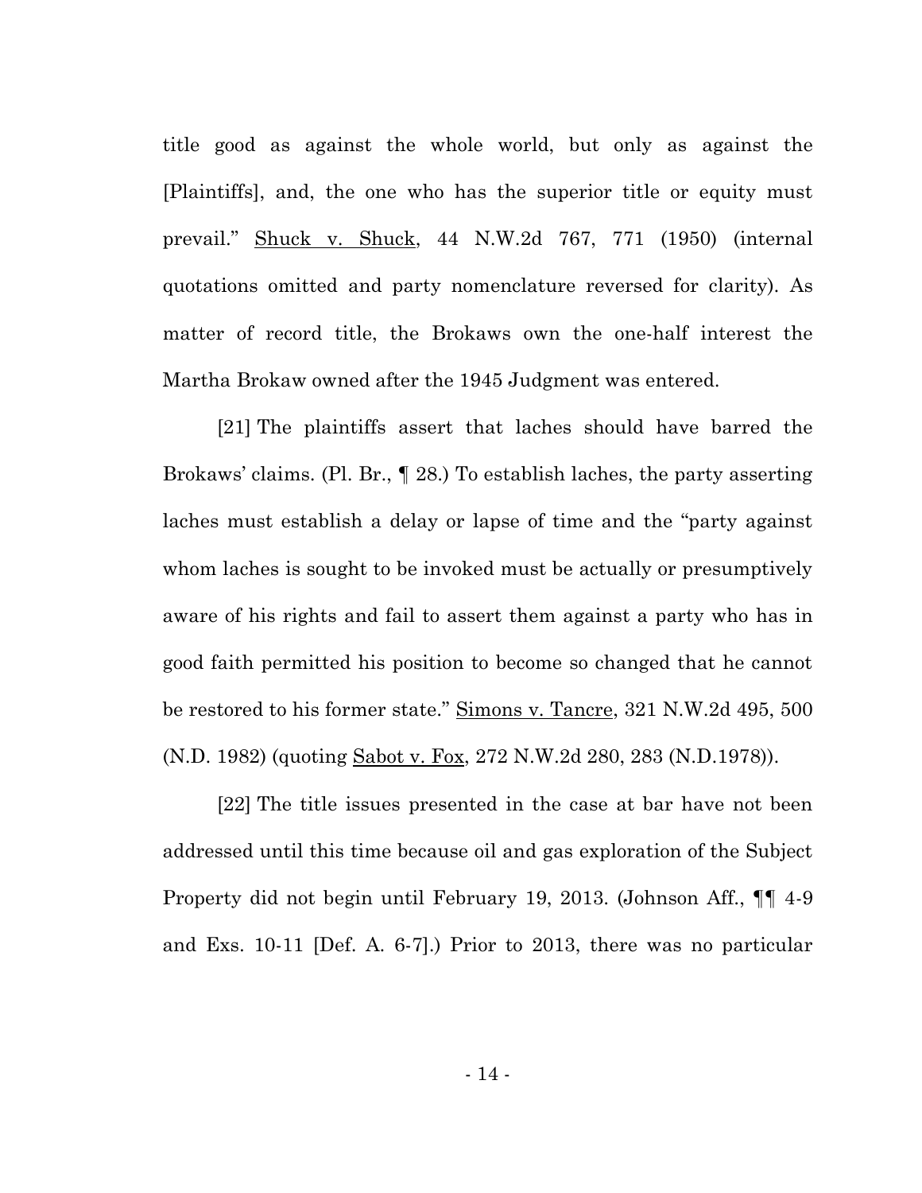title good as against the whole world, but only as against the [Plaintiffs], and, the one who has the superior title or equity must prevail." Shuck v. Shuck, 44 N.W.2d 767, 771 (1950) (internal quotations omitted and party nomenclature reversed for clarity). As matter of record title, the Brokaws own the one-half interest the Martha Brokaw owned after the 1945 Judgment was entered.

[21] The plaintiffs assert that laches should have barred the Brokaws' claims. (Pl. Br., ¶ 28.) To establish laches, the party asserting laches must establish a delay or lapse of time and the "party against whom laches is sought to be invoked must be actually or presumptively aware of his rights and fail to assert them against a party who has in good faith permitted his position to become so changed that he cannot be restored to his former state." Simons v. Tancre, 321 N.W.2d 495, 500 (N.D. 1982) (quoting Sabot v. Fox, 272 N.W.2d 280, 283 (N.D.1978)).

[22] The title issues presented in the case at bar have not been addressed until this time because oil and gas exploration of the Subject Property did not begin until February 19, 2013. (Johnson Aff., ¶¶ 4-9 and Exs. 10-11 [Def. A. 6-7].) Prior to 2013, there was no particular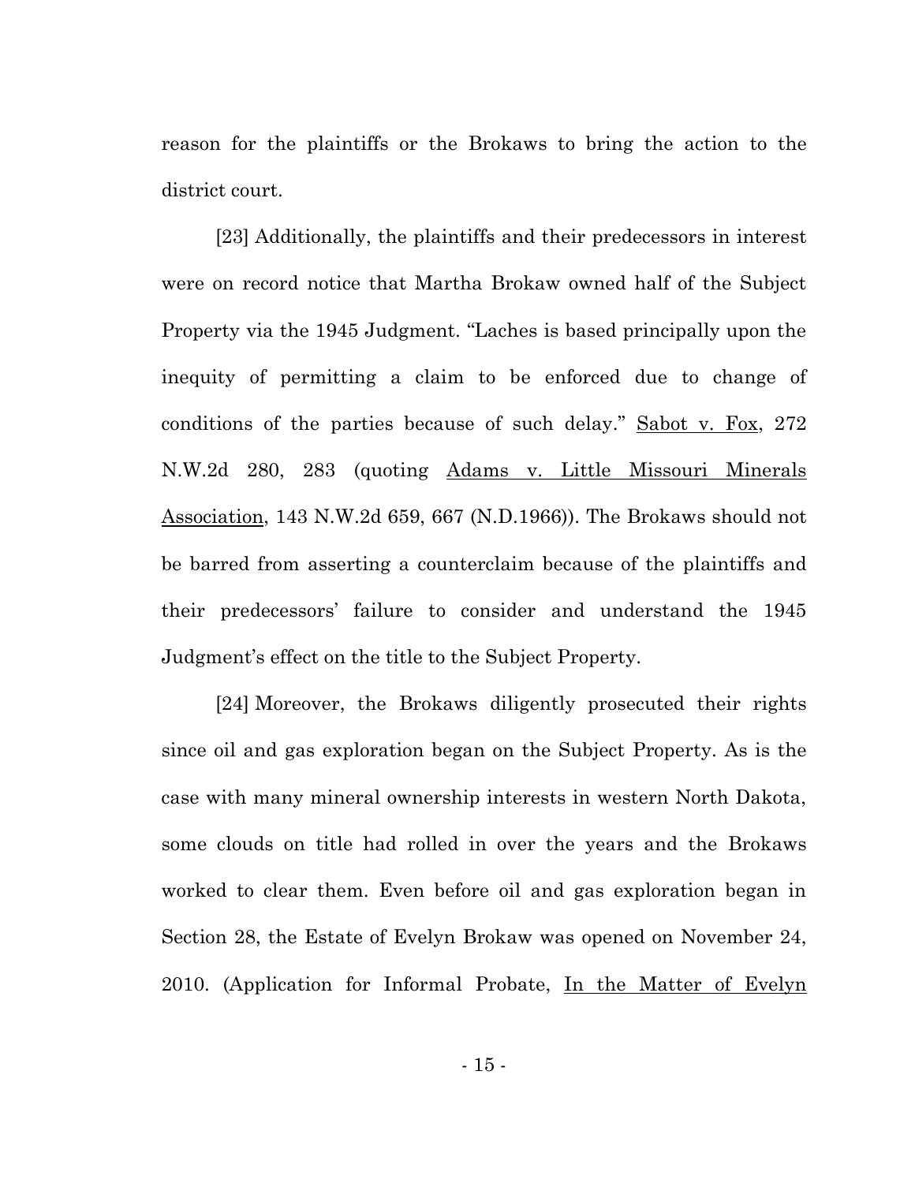reason for the plaintiffs or the Brokaws to bring the action to the district court.

[23] Additionally, the plaintiffs and their predecessors in interest were on record notice that Martha Brokaw owned half of the Subject Property via the 1945 Judgment. "Laches is based principally upon the inequity of permitting a claim to be enforced due to change of conditions of the parties because of such delay." Sabot v. Fox, 272 N.W.2d 280, 283 (quoting Adams v. Little Missouri Minerals Association, 143 N.W.2d 659, 667 (N.D.1966)). The Brokaws should not be barred from asserting a counterclaim because of the plaintiffs and their predecessors' failure to consider and understand the 1945 Judgment's effect on the title to the Subject Property.

[24] Moreover, the Brokaws diligently prosecuted their rights since oil and gas exploration began on the Subject Property. As is the case with many mineral ownership interests in western North Dakota, some clouds on title had rolled in over the years and the Brokaws worked to clear them. Even before oil and gas exploration began in Section 28, the Estate of Evelyn Brokaw was opened on November 24, 2010. (Application for Informal Probate, In the Matter of Evelyn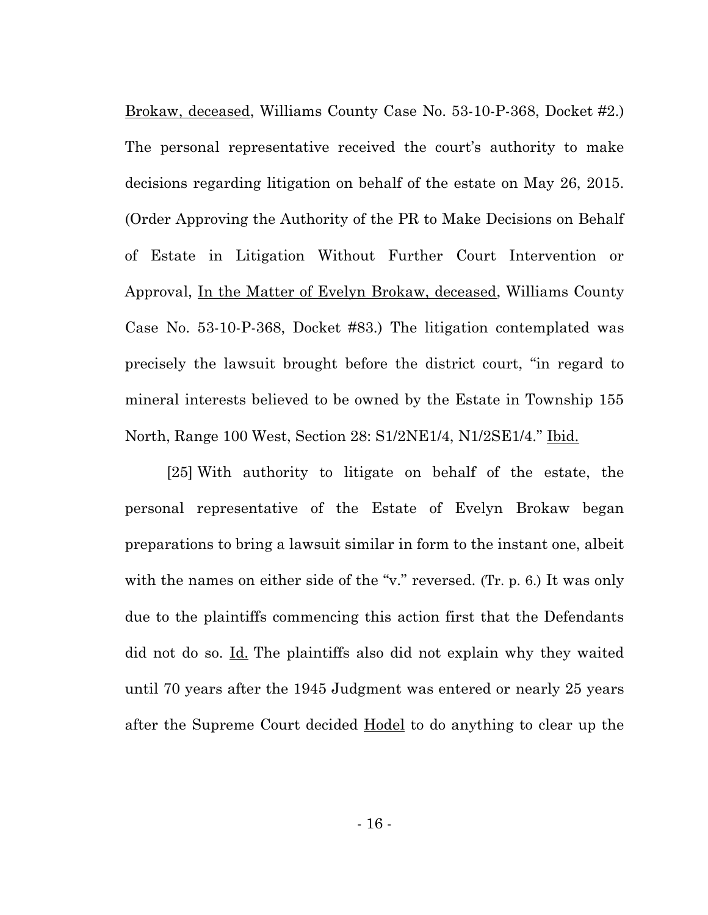Brokaw, deceased, Williams County Case No. 53-10-P-368, Docket #2.) The personal representative received the court's authority to make decisions regarding litigation on behalf of the estate on May 26, 2015. (Order Approving the Authority of the PR to Make Decisions on Behalf of Estate in Litigation Without Further Court Intervention or Approval, In the Matter of Evelyn Brokaw, deceased, Williams County Case No. 53-10-P-368, Docket #83.) The litigation contemplated was precisely the lawsuit brought before the district court, "in regard to mineral interests believed to be owned by the Estate in Township 155 North, Range 100 West, Section 28: S1/2NE1/4, N1/2SE1/4." Ibid.

[25] With authority to litigate on behalf of the estate, the personal representative of the Estate of Evelyn Brokaw began preparations to bring a lawsuit similar in form to the instant one, albeit with the names on either side of the "v." reversed. (Tr. p. 6.) It was only due to the plaintiffs commencing this action first that the Defendants did not do so. Id. The plaintiffs also did not explain why they waited until 70 years after the 1945 Judgment was entered or nearly 25 years after the Supreme Court decided Hodel to do anything to clear up the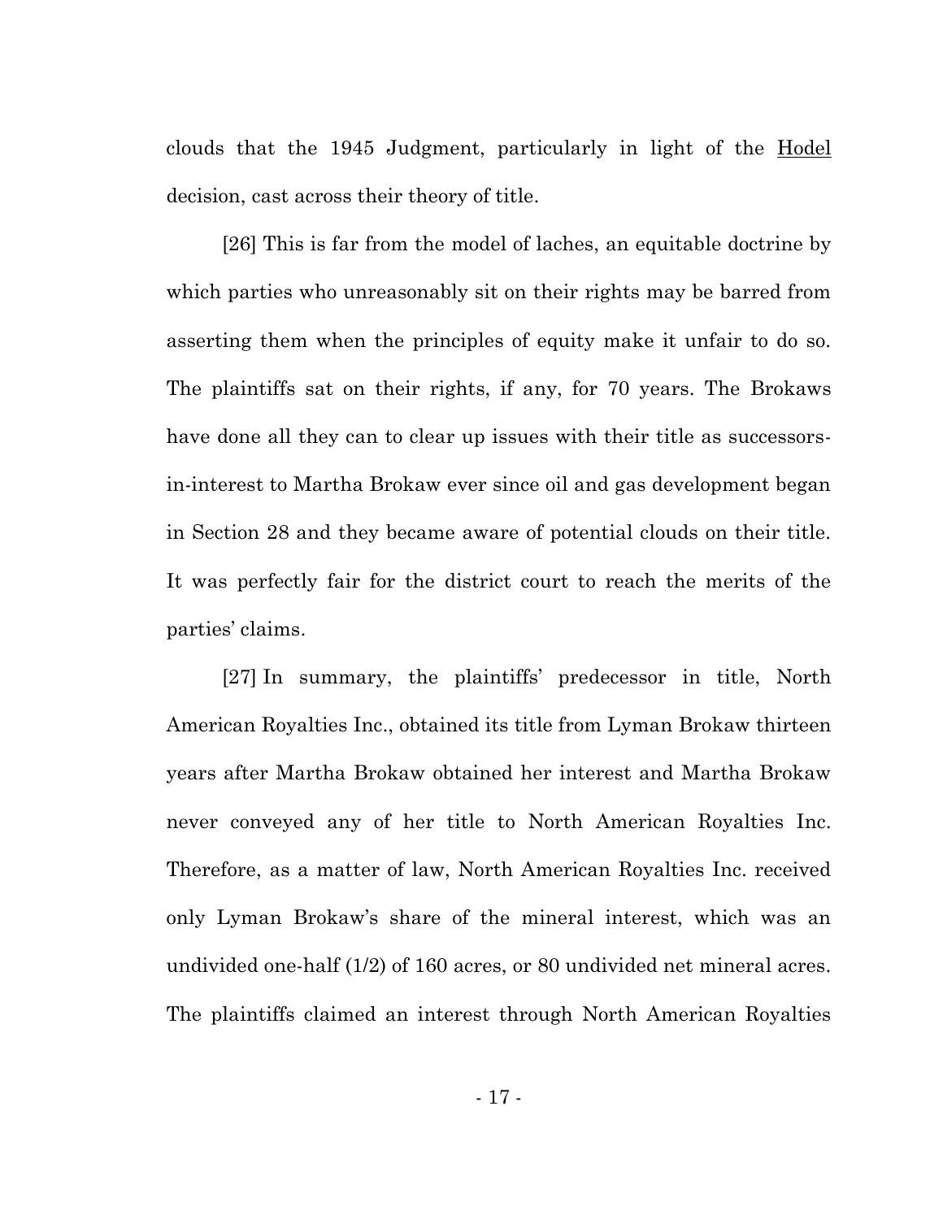clouds that the 1945 Judgment, particularly in light of the Hodel decision, cast across their theory of title.

[26] This is far from the model of laches, an equitable doctrine by which parties who unreasonably sit on their rights may be barred from asserting them when the principles of equity make it unfair to do so. The plaintiffs sat on their rights, if any, for 70 years. The Brokaws have done all they can to clear up issues with their title as successors-in-interest to Martha Brokaw ever since oil and gas development began in Section 28 and they became aware of potential clouds on their title. It was perfectly fair for the district court to reach the merits of the parties' claims.

[27] In summary, the plaintiffs' predecessor in title, North American Royalties Inc., obtained its title from Lyman Brokaw thirteen years after Martha Brokaw obtained her interest and Martha Brokaw never conveyed any of her title to North American Royalties Inc. Therefore, as a matter of law, North American Royalties Inc. received only Lyman Brokaw's share of the mineral interest, which was an undivided one-half (1/2) of 160 acres, or 80 undivided net mineral acres. The plaintiffs claimed an interest through North American Royalties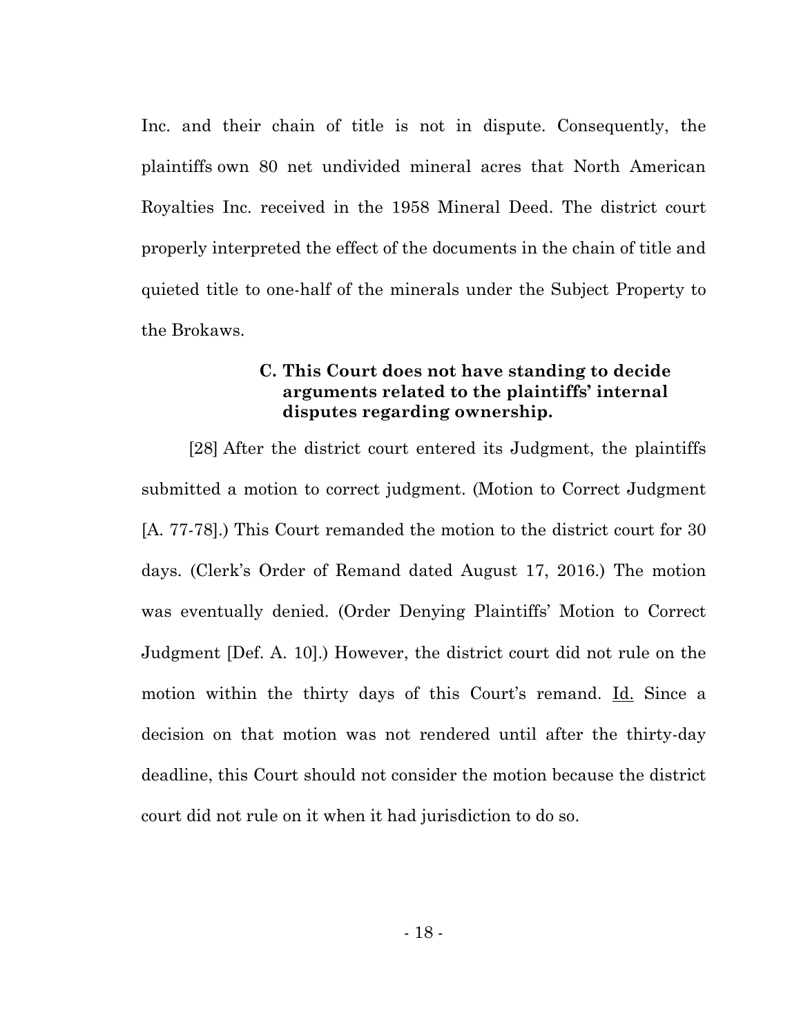Inc. and their chain of title is not in dispute. Consequently, the plaintiffs own 80 net undivided mineral acres that North American Royalties Inc. received in the 1958 Mineral Deed. The district court properly interpreted the effect of the documents in the chain of title and quieted title to one-half of the minerals under the Subject Property to the Brokaws.

### C. This Court does not have standing to decide arguments related to the plaintiffs' internal disputes regarding ownership.

[28] After the district court entered its Judgment, the plaintiffs submitted a motion to correct judgment. (Motion to Correct Judgment [A. 77-78].) This Court remanded the motion to the district court for 30 days. (Clerk's Order of Remand dated August 17, 2016.) The motion was eventually denied. (Order Denying Plaintiffs' Motion to Correct Judgment [Def. A. 10].) However, the district court did not rule on the motion within the thirty days of this Court's remand. Id. Since a decision on that motion was not rendered until after the thirty-day deadline, this Court should not consider the motion because the district court did not rule on it when it had jurisdiction to do so.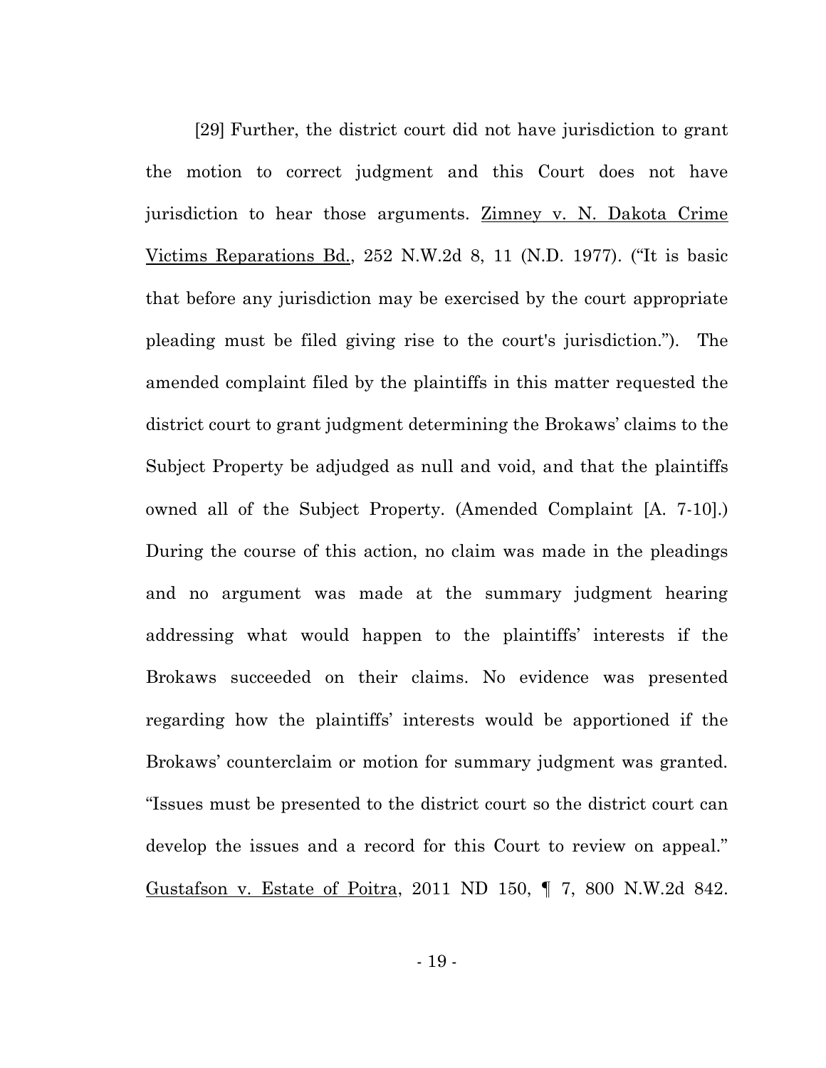[29] Further, the district court did not have jurisdiction to grant the motion to correct judgment and this Court does not have jurisdiction to hear those arguments. Zimney v. N. Dakota Crime Victims Reparations Bd., 252 N.W.2d 8, 11 (N.D. 1977). ("It is basic that before any jurisdiction may be exercised by the court appropriate pleading must be filed giving rise to the court's jurisdiction."). The amended complaint filed by the plaintiffs in this matter requested the district court to grant judgment determining the Brokaws' claims to the Subject Property be adjudged as null and void, and that the plaintiffs owned all of the Subject Property. (Amended Complaint [A. 7-10].) During the course of this action, no claim was made in the pleadings and no argument was made at the summary judgment hearing addressing what would happen to the plaintiffs' interests if the Brokaws succeeded on their claims. No evidence was presented regarding how the plaintiffs' interests would be apportioned if the Brokaws' counterclaim or motion for summary judgment was granted. "Issues must be presented to the district court so the district court can develop the issues and a record for this Court to review on appeal." Gustafson v. Estate of Poitra, 2011 ND 150, ¶ 7, 800 N.W.2d 842.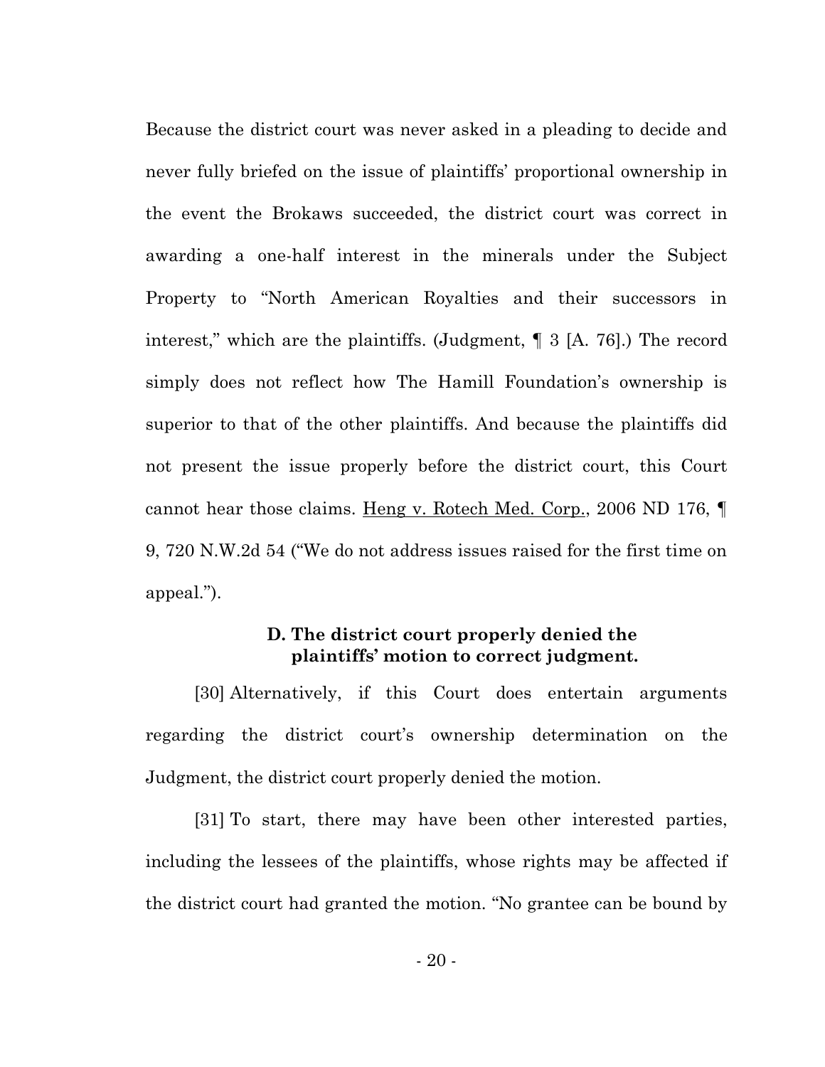Because the district court was never asked in a pleading to decide and never fully briefed on the issue of plaintiffs' proportional ownership in the event the Brokaws succeeded, the district court was correct in awarding a one-half interest in the minerals under the Subject Property to "North American Royalties and their successors in interest," which are the plaintiffs. (Judgment, ¶ 3 [A. 76].) The record simply does not reflect how The Hamill Foundation's ownership is superior to that of the other plaintiffs. And because the plaintiffs did not present the issue properly before the district court, this Court cannot hear those claims. Heng v. Rotech Med. Corp., 2006 ND 176, ¶ 9, 720 N.W.2d 54 ("We do not address issues raised for the first time on appeal.").

### D. The district court properly denied the plaintiffs' motion to correct judgment.

[30] Alternatively, if this Court does entertain arguments regarding the district court's ownership determination on the Judgment, the district court properly denied the motion.

[31] To start, there may have been other interested parties, including the lessees of the plaintiffs, whose rights may be affected if the district court had granted the motion. "No grantee can be bound by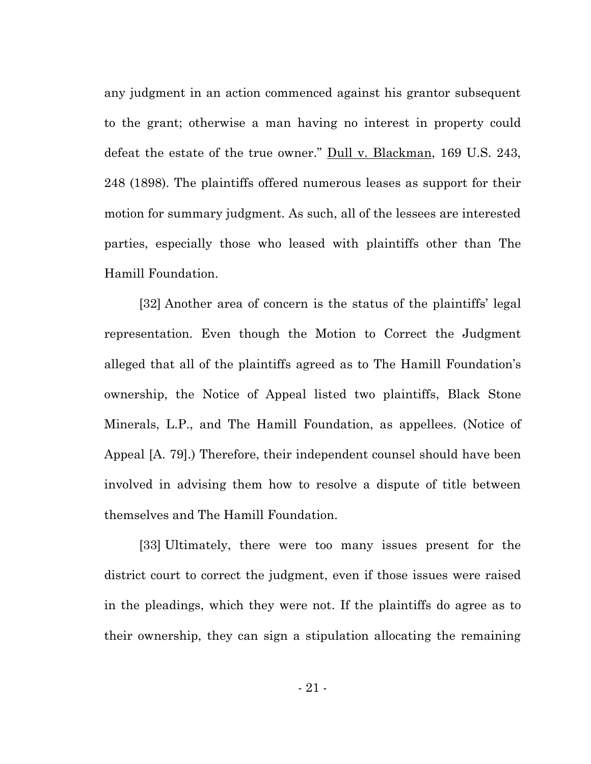any judgment in an action commenced against his grantor subsequent to the grant; otherwise a man having no interest in property could defeat the estate of the true owner." Dull v. Blackman, 169 U.S. 243, 248 (1898). The plaintiffs offered numerous leases as support for their motion for summary judgment. As such, all of the lessees are interested parties, especially those who leased with plaintiffs other than The Hamill Foundation.

[32] Another area of concern is the status of the plaintiffs' legal representation. Even though the Motion to Correct the Judgment alleged that all of the plaintiffs agreed as to The Hamill Foundation's ownership, the Notice of Appeal listed two plaintiffs, Black Stone Minerals, L.P., and The Hamill Foundation, as appellees. (Notice of Appeal [A. 79].) Therefore, their independent counsel should have been involved in advising them how to resolve a dispute of title between themselves and The Hamill Foundation.

[33] Ultimately, there were too many issues present for the district court to correct the judgment, even if those issues were raised in the pleadings, which they were not. If the plaintiffs do agree as to their ownership, they can sign a stipulation allocating the remaining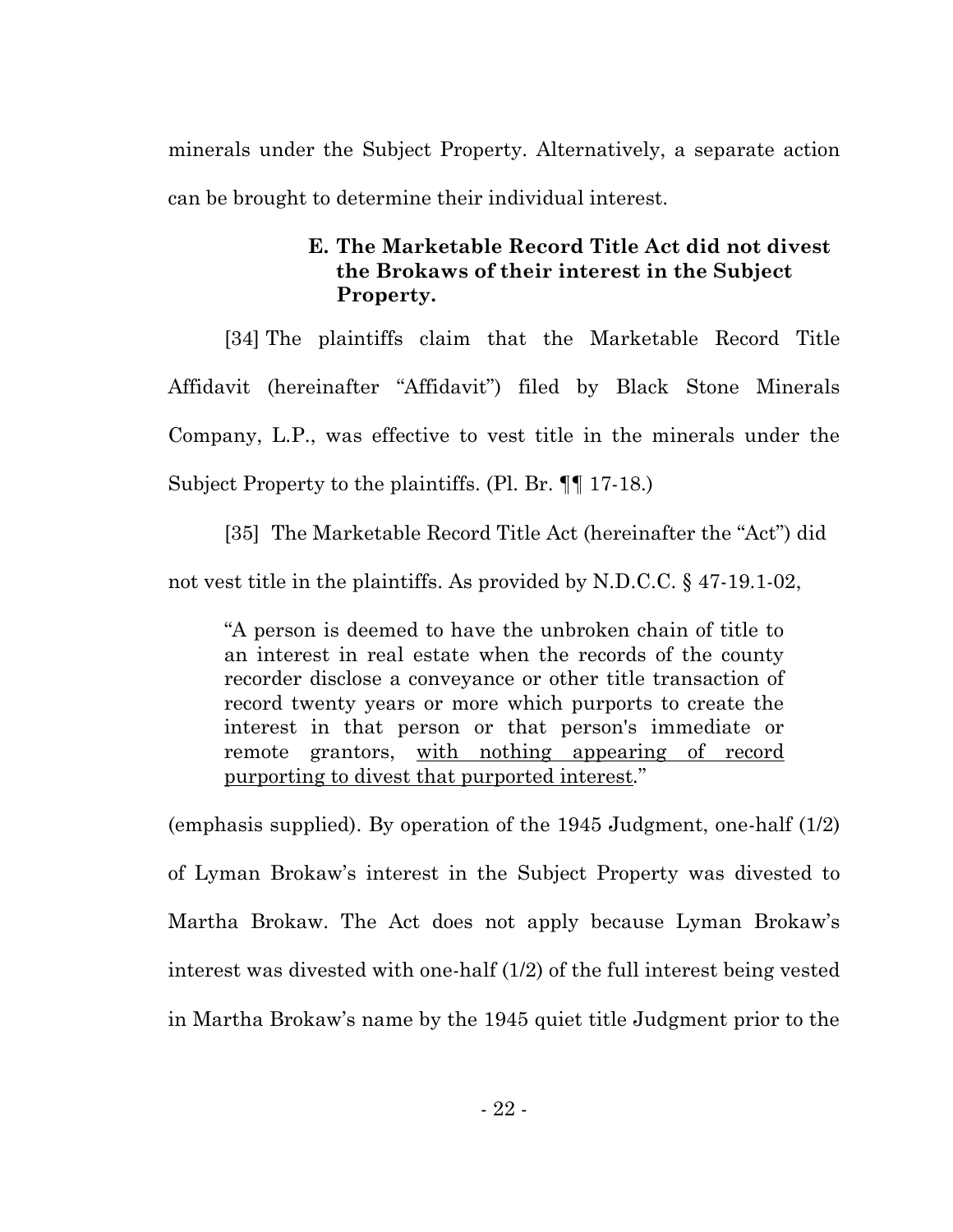minerals under the Subject Property. Alternatively, a separate action can be brought to determine their individual interest.

### E. The Marketable Record Title Act did not divest the Brokaws of their interest in the Subject Property.

[34] The plaintiffs claim that the Marketable Record Title Affidavit (hereinafter "Affidavit") filed by Black Stone Minerals Company, L.P., was effective to vest title in the minerals under the Subject Property to the plaintiffs. (Pl. Br. ¶¶ 17-18.)

[35] The Marketable Record Title Act (hereinafter the "Act") did not vest title in the plaintiffs. As provided by N.D.C.C. § 47-19.1-02,

> "A person is deemed to have the unbroken chain of title to an interest in real estate when the records of the county recorder disclose a conveyance or other title transaction of record twenty years or more which purports to create the interest in that person or that person's immediate or remote grantors, <u>with nothing appearing of record purporting to divest that purported interest</u>."

(emphasis supplied). By operation of the 1945 Judgment, one-half (1/2) of Lyman Brokaw's interest in the Subject Property was divested to Martha Brokaw. The Act does not apply because Lyman Brokaw's interest was divested with one-half (1/2) of the full interest being vested in Martha Brokaw's name by the 1945 quiet title Judgment prior to the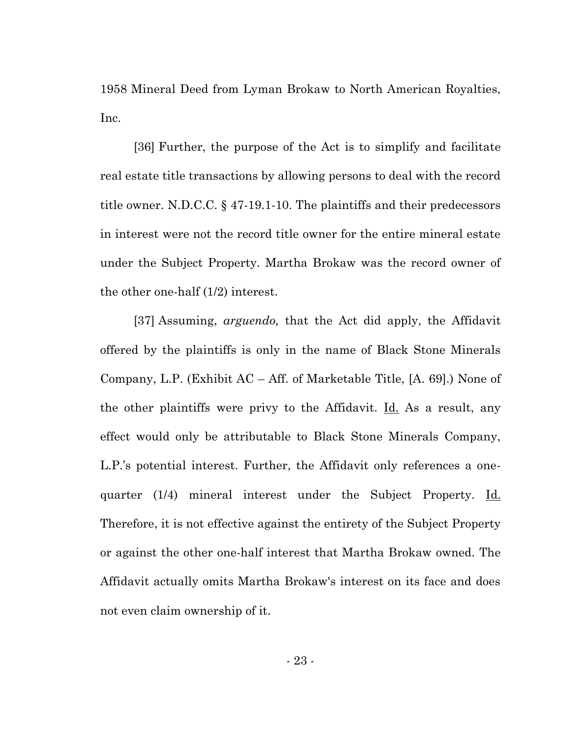1958 Mineral Deed from Lyman Brokaw to North American Royalties, Inc.

[36] Further, the purpose of the Act is to simplify and facilitate real estate title transactions by allowing persons to deal with the record title owner. N.D.C.C. § 47-19.1-10. The plaintiffs and their predecessors in interest were not the record title owner for the entire mineral estate under the Subject Property. Martha Brokaw was the record owner of the other one-half (1/2) interest.

[37] Assuming, *arguendo,* that the Act did apply, the Affidavit offered by the plaintiffs is only in the name of Black Stone Minerals Company, L.P. (Exhibit AC – Aff. of Marketable Title, [A. 69].) None of the other plaintiffs were privy to the Affidavit. Id. As a result, any effect would only be attributable to Black Stone Minerals Company, L.P.'s potential interest. Further, the Affidavit only references a one-quarter (1/4) mineral interest under the Subject Property. Id. Therefore, it is not effective against the entirety of the Subject Property or against the other one-half interest that Martha Brokaw owned. The Affidavit actually omits Martha Brokaw's interest on its face and does not even claim ownership of it.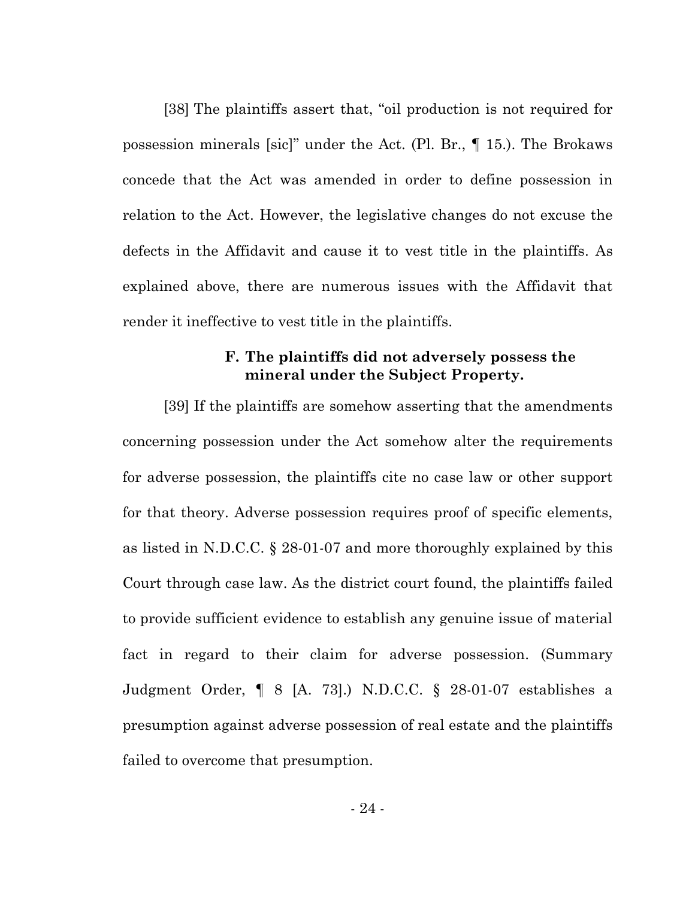[38] The plaintiffs assert that, "oil production is not required for possession minerals [sic]" under the Act. (Pl. Br., ¶ 15.). The Brokaws concede that the Act was amended in order to define possession in relation to the Act. However, the legislative changes do not excuse the defects in the Affidavit and cause it to vest title in the plaintiffs. As explained above, there are numerous issues with the Affidavit that render it ineffective to vest title in the plaintiffs.

### F. The plaintiffs did not adversely possess the mineral under the Subject Property.

[39] If the plaintiffs are somehow asserting that the amendments concerning possession under the Act somehow alter the requirements for adverse possession, the plaintiffs cite no case law or other support for that theory. Adverse possession requires proof of specific elements, as listed in N.D.C.C. § 28-01-07 and more thoroughly explained by this Court through case law. As the district court found, the plaintiffs failed to provide sufficient evidence to establish any genuine issue of material fact in regard to their claim for adverse possession. (Summary Judgment Order, ¶ 8 [A. 73].) N.D.C.C. § 28-01-07 establishes a presumption against adverse possession of real estate and the plaintiffs failed to overcome that presumption.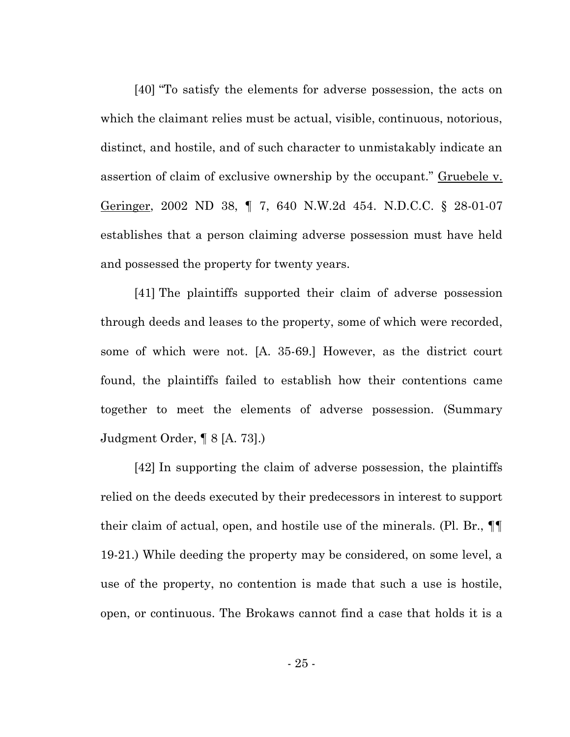[40] "To satisfy the elements for adverse possession, the acts on which the claimant relies must be actual, visible, continuous, notorious, distinct, and hostile, and of such character to unmistakably indicate an assertion of claim of exclusive ownership by the occupant." <u>Gruebele v. Geringer</u>, 2002 ND 38, ¶ 7, 640 N.W.2d 454. N.D.C.C. § 28-01-07 establishes that a person claiming adverse possession must have held and possessed the property for twenty years.

[41] The plaintiffs supported their claim of adverse possession through deeds and leases to the property, some of which were recorded, some of which were not. [A. 35-69.] However, as the district court found, the plaintiffs failed to establish how their contentions came together to meet the elements of adverse possession. (Summary Judgment Order, ¶ 8 [A. 73].)

[42] In supporting the claim of adverse possession, the plaintiffs relied on the deeds executed by their predecessors in interest to support their claim of actual, open, and hostile use of the minerals. (Pl. Br., ¶¶ 19-21.) While deeding the property may be considered, on some level, a use of the property, no contention is made that such a use is hostile, open, or continuous. The Brokaws cannot find a case that holds it is a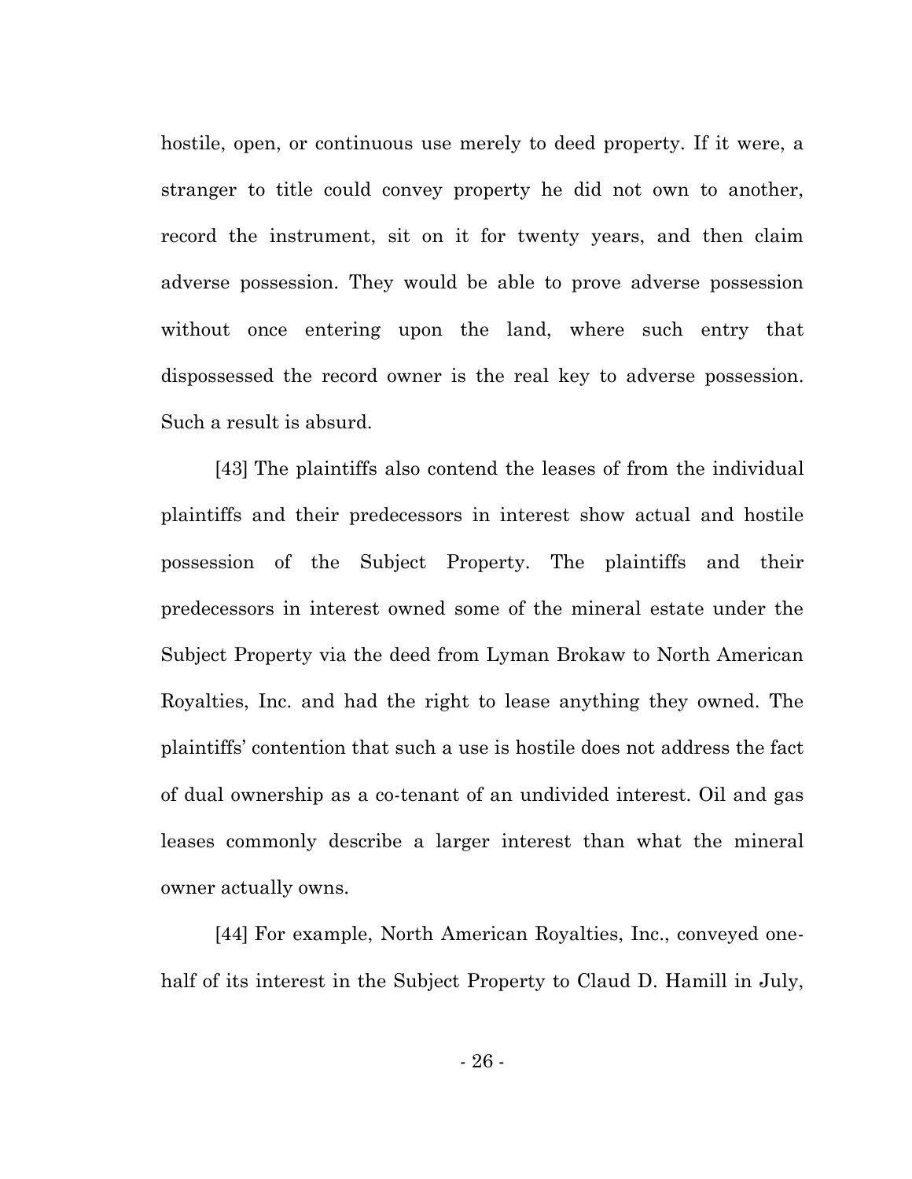hostile, open, or continuous use merely to deed property. If it were, a stranger to title could convey property he did not own to another, record the instrument, sit on it for twenty years, and then claim adverse possession. They would be able to prove adverse possession without once entering upon the land, where such entry that dispossessed the record owner is the real key to adverse possession. Such a result is absurd.

[43] The plaintiffs also contend the leases of from the individual plaintiffs and their predecessors in interest show actual and hostile possession of the Subject Property. The plaintiffs and their predecessors in interest owned some of the mineral estate under the Subject Property via the deed from Lyman Brokaw to North American Royalties, Inc. and had the right to lease anything they owned. The plaintiffs' contention that such a use is hostile does not address the fact of dual ownership as a co-tenant of an undivided interest. Oil and gas leases commonly describe a larger interest than what the mineral owner actually owns.

[44] For example, North American Royalties, Inc., conveyed one-half of its interest in the Subject Property to Claud D. Hamill in July,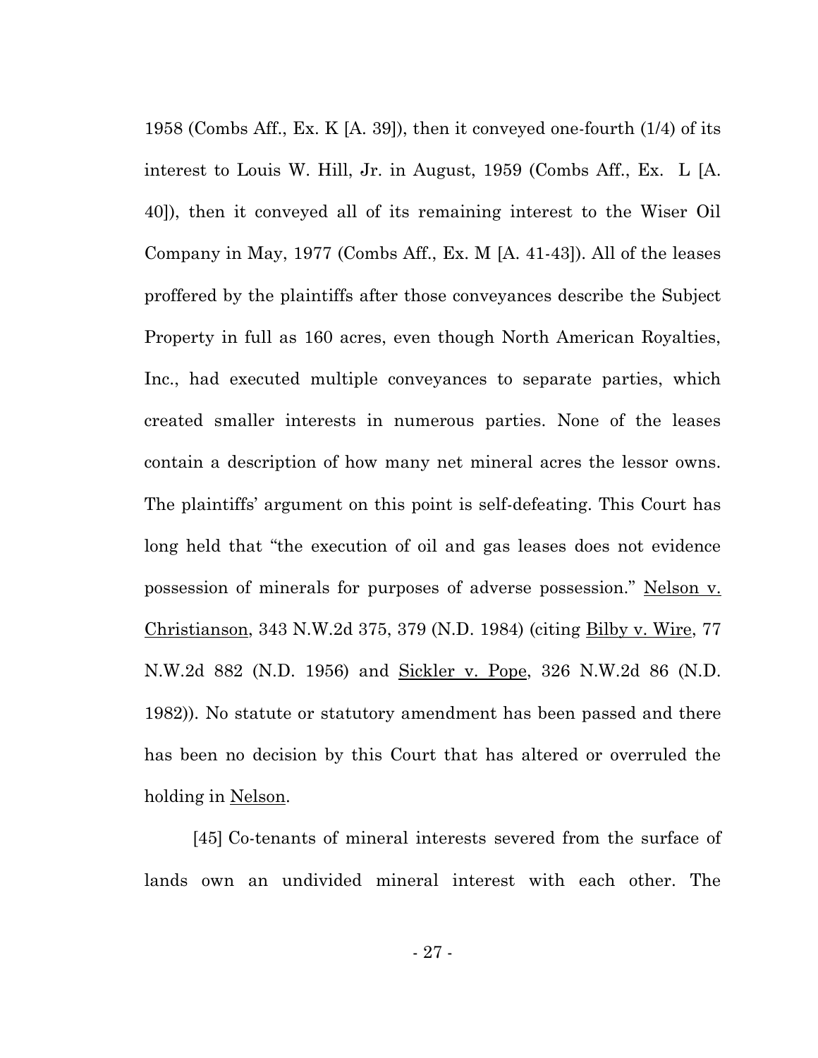1958 (Combs Aff., Ex. K [A. 39]), then it conveyed one-fourth (1/4) of its interest to Louis W. Hill, Jr. in August, 1959 (Combs Aff., Ex. L [A. 40]), then it conveyed all of its remaining interest to the Wiser Oil Company in May, 1977 (Combs Aff., Ex. M [A. 41-43]). All of the leases proffered by the plaintiffs after those conveyances describe the Subject Property in full as 160 acres, even though North American Royalties, Inc., had executed multiple conveyances to separate parties, which created smaller interests in numerous parties. None of the leases contain a description of how many net mineral acres the lessor owns. The plaintiffs' argument on this point is self-defeating. This Court has long held that "the execution of oil and gas leases does not evidence possession of minerals for purposes of adverse possession." Nelson v. Christianson, 343 N.W.2d 375, 379 (N.D. 1984) (citing Bilby v. Wire, 77 N.W.2d 882 (N.D. 1956) and Sickler v. Pope, 326 N.W.2d 86 (N.D. 1982)). No statute or statutory amendment has been passed and there has been no decision by this Court that has altered or overruled the holding in Nelson.

[45] Co-tenants of mineral interests severed from the surface of lands own an undivided mineral interest with each other. The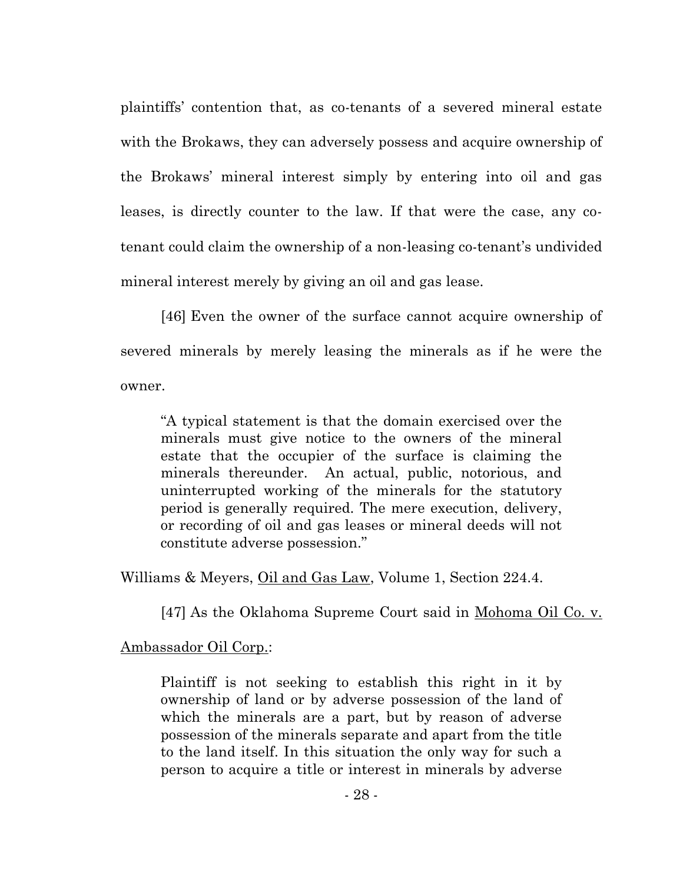plaintiffs' contention that, as co-tenants of a severed mineral estate with the Brokaws, they can adversely possess and acquire ownership of the Brokaws' mineral interest simply by entering into oil and gas leases, is directly counter to the law. If that were the case, any co-tenant could claim the ownership of a non-leasing co-tenant's undivided mineral interest merely by giving an oil and gas lease.

[46] Even the owner of the surface cannot acquire ownership of severed minerals by merely leasing the minerals as if he were the owner.

> "A typical statement is that the domain exercised over the minerals must give notice to the owners of the mineral estate that the occupier of the surface is claiming the minerals thereunder. An actual, public, notorious, and uninterrupted working of the minerals for the statutory period is generally required. The mere execution, delivery, or recording of oil and gas leases or mineral deeds will not constitute adverse possession."

Williams & Meyers, Oil and Gas Law, Volume 1, Section 224.4.

[47] As the Oklahoma Supreme Court said in Mohoma Oil Co. v. Ambassador Oil Corp.:

> Plaintiff is not seeking to establish this right in it by ownership of land or by adverse possession of the land of which the minerals are a part, but by reason of adverse possession of the minerals separate and apart from the title to the land itself. In this situation the only way for such a person to acquire a title or interest in minerals by adverse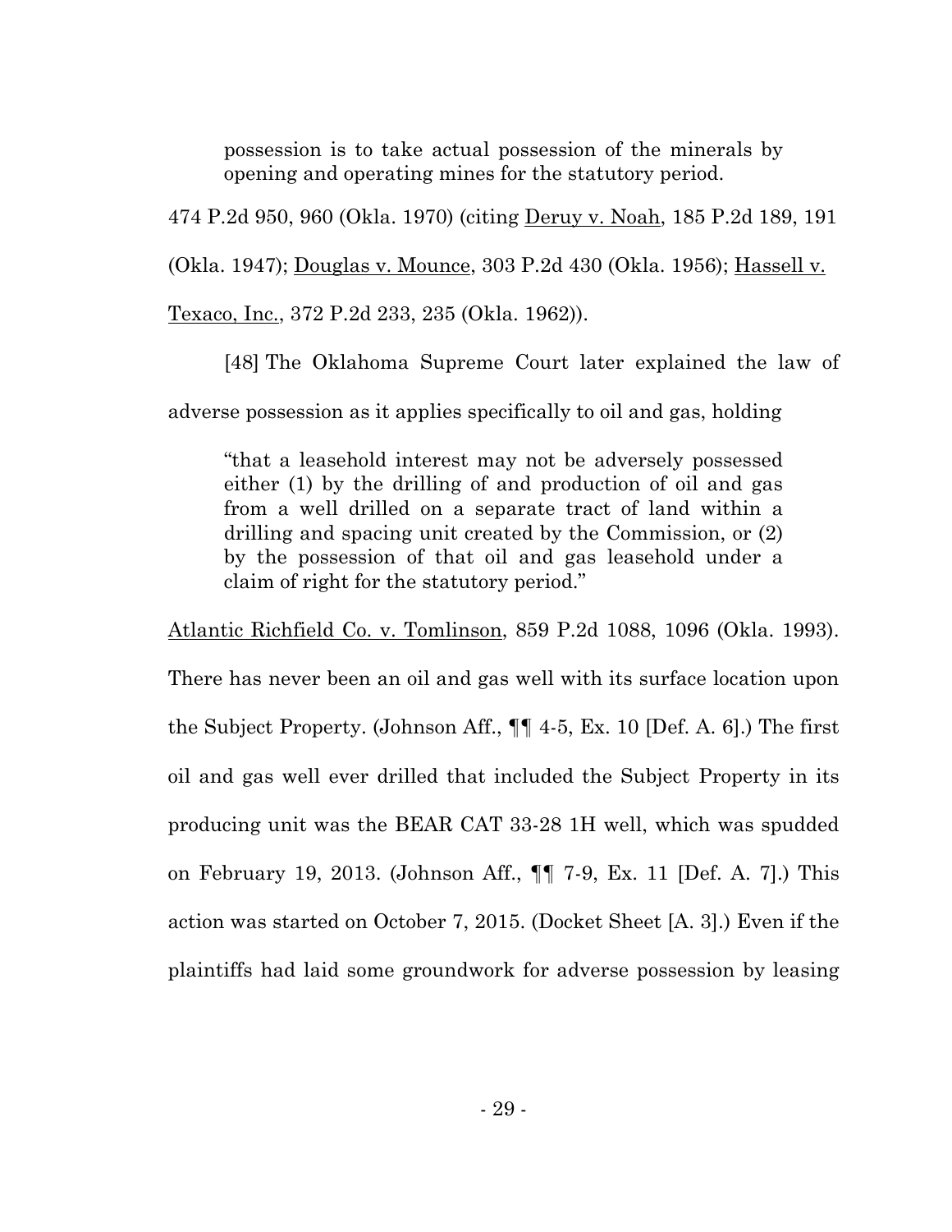> possession is to take actual possession of the minerals by opening and operating mines for the statutory period.

474 P.2d 950, 960 (Okla. 1970) (citing Deruy v. Noah, 185 P.2d 189, 191 (Okla. 1947); Douglas v. Mounce, 303 P.2d 430 (Okla. 1956); Hassell v. Texaco, Inc., 372 P.2d 233, 235 (Okla. 1962)).

[48] The Oklahoma Supreme Court later explained the law of adverse possession as it applies specifically to oil and gas, holding

> "that a leasehold interest may not be adversely possessed either (1) by the drilling of and production of oil and gas from a well drilled on a separate tract of land within a drilling and spacing unit created by the Commission, or (2) by the possession of that oil and gas leasehold under a claim of right for the statutory period."

Atlantic Richfield Co. v. Tomlinson, 859 P.2d 1088, 1096 (Okla. 1993). There has never been an oil and gas well with its surface location upon the Subject Property. (Johnson Aff., ¶¶ 4-5, Ex. 10 [Def. A. 6].) The first oil and gas well ever drilled that included the Subject Property in its producing unit was the BEAR CAT 33-28 1H well, which was spudded on February 19, 2013. (Johnson Aff., ¶¶ 7-9, Ex. 11 [Def. A. 7].) This action was started on October 7, 2015. (Docket Sheet [A. 3].) Even if the plaintiffs had laid some groundwork for adverse possession by leasing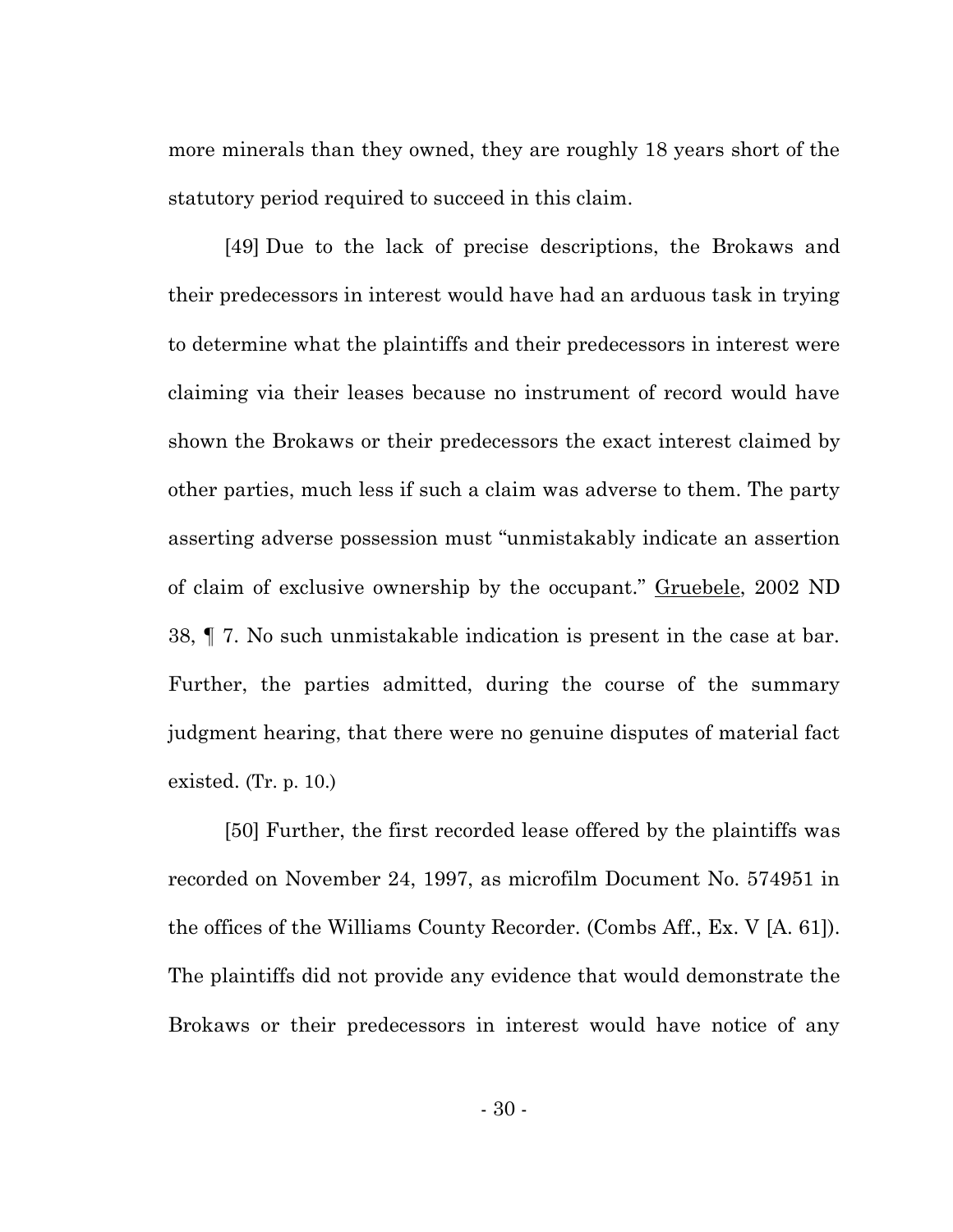more minerals than they owned, they are roughly 18 years short of the statutory period required to succeed in this claim.

[49] Due to the lack of precise descriptions, the Brokaws and their predecessors in interest would have had an arduous task in trying to determine what the plaintiffs and their predecessors in interest were claiming via their leases because no instrument of record would have shown the Brokaws or their predecessors the exact interest claimed by other parties, much less if such a claim was adverse to them. The party asserting adverse possession must "unmistakably indicate an assertion of claim of exclusive ownership by the occupant." Gruebele, 2002 ND 38, ¶ 7. No such unmistakable indication is present in the case at bar. Further, the parties admitted, during the course of the summary judgment hearing, that there were no genuine disputes of material fact existed. (Tr. p. 10.)

[50] Further, the first recorded lease offered by the plaintiffs was recorded on November 24, 1997, as microfilm Document No. 574951 in the offices of the Williams County Recorder. (Combs Aff., Ex. V [A. 61]). The plaintiffs did not provide any evidence that would demonstrate the Brokaws or their predecessors in interest would have notice of any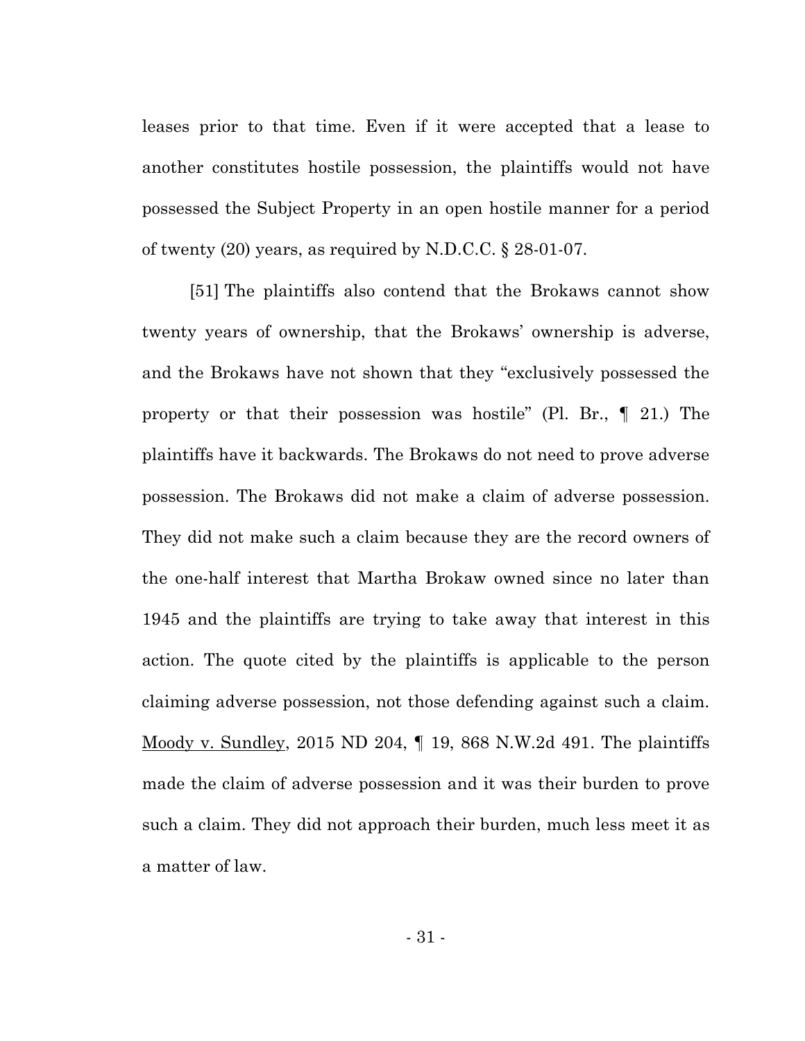leases prior to that time. Even if it were accepted that a lease to another constitutes hostile possession, the plaintiffs would not have possessed the Subject Property in an open hostile manner for a period of twenty (20) years, as required by N.D.C.C. § 28-01-07.

[51] The plaintiffs also contend that the Brokaws cannot show twenty years of ownership, that the Brokaws' ownership is adverse, and the Brokaws have not shown that they "exclusively possessed the property or that their possession was hostile" (Pl. Br., ¶ 21.) The plaintiffs have it backwards. The Brokaws do not need to prove adverse possession. The Brokaws did not make a claim of adverse possession. They did not make such a claim because they are the record owners of the one-half interest that Martha Brokaw owned since no later than 1945 and the plaintiffs are trying to take away that interest in this action. The quote cited by the plaintiffs is applicable to the person claiming adverse possession, not those defending against such a claim. Moody v. Sundley, 2015 ND 204, ¶ 19, 868 N.W.2d 491. The plaintiffs made the claim of adverse possession and it was their burden to prove such a claim. They did not approach their burden, much less meet it as a matter of law.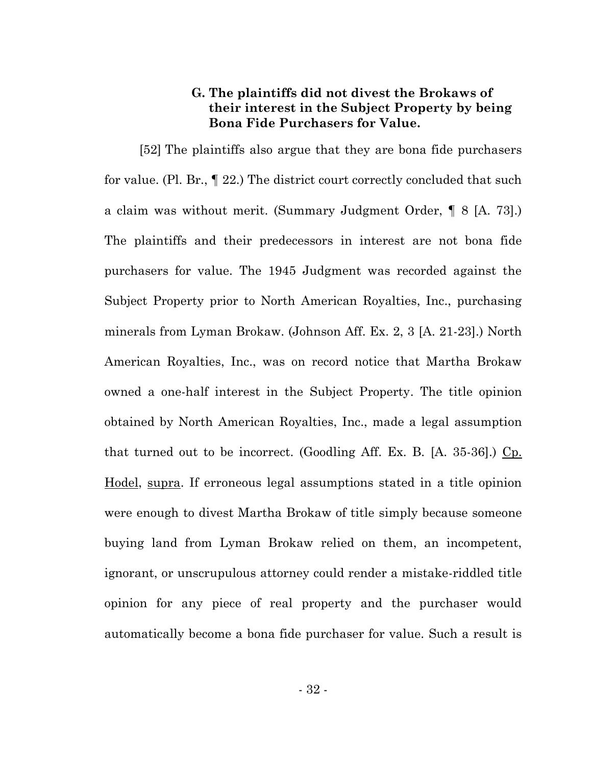### G. The plaintiffs did not divest the Brokaws of their interest in the Subject Property by being Bona Fide Purchasers for Value.

[52] The plaintiffs also argue that they are bona fide purchasers for value. (Pl. Br., ¶ 22.) The district court correctly concluded that such a claim was without merit. (Summary Judgment Order, ¶ 8 [A. 73].) The plaintiffs and their predecessors in interest are not bona fide purchasers for value. The 1945 Judgment was recorded against the Subject Property prior to North American Royalties, Inc., purchasing minerals from Lyman Brokaw. (Johnson Aff. Ex. 2, 3 [A. 21-23].) North American Royalties, Inc., was on record notice that Martha Brokaw owned a one-half interest in the Subject Property. The title opinion obtained by North American Royalties, Inc., made a legal assumption that turned out to be incorrect. (Goodling Aff. Ex. B. [A. 35-36].) <u>Cp. Hodel</u>, <u>supra</u>. If erroneous legal assumptions stated in a title opinion were enough to divest Martha Brokaw of title simply because someone buying land from Lyman Brokaw relied on them, an incompetent, ignorant, or unscrupulous attorney could render a mistake-riddled title opinion for any piece of real property and the purchaser would automatically become a bona fide purchaser for value. Such a result is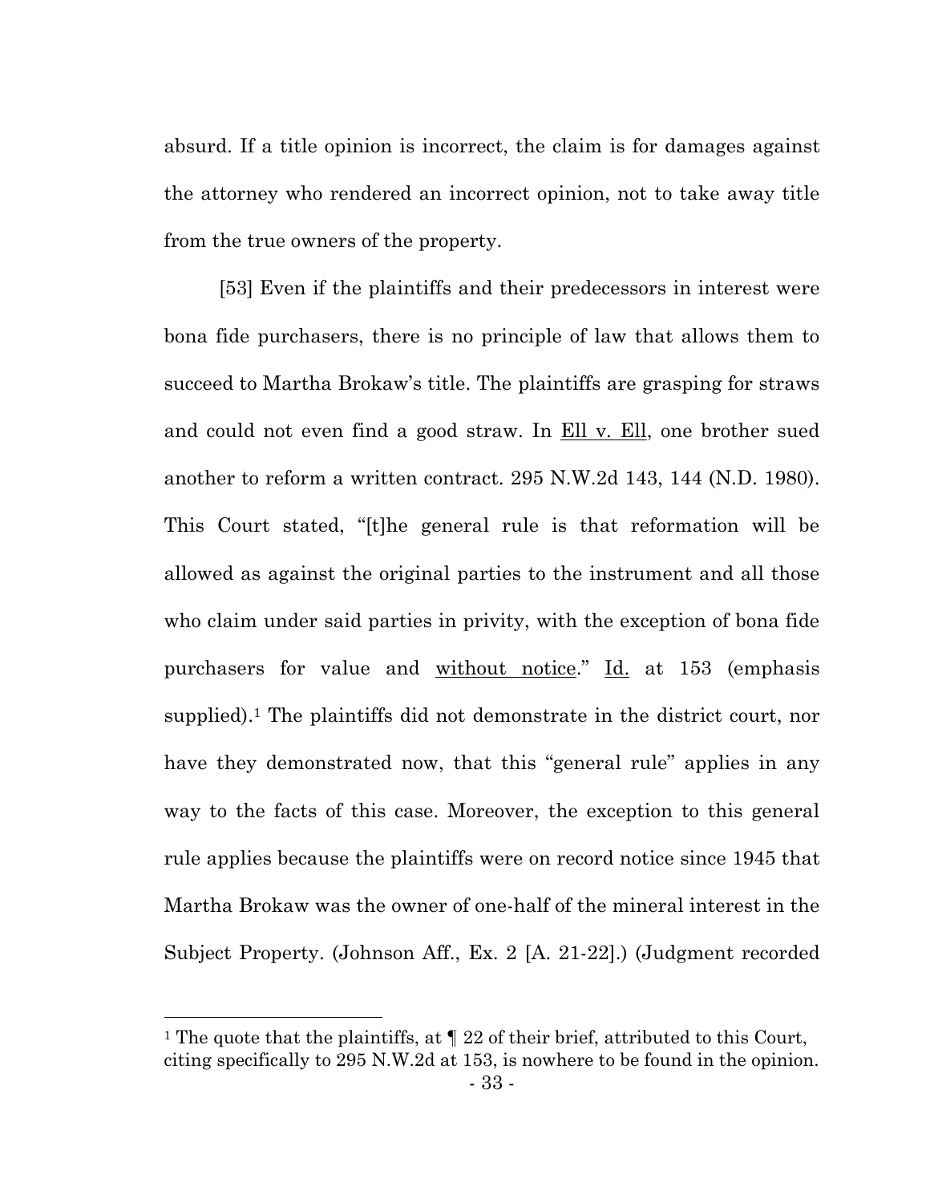absurd. If a title opinion is incorrect, the claim is for damages against the attorney who rendered an incorrect opinion, not to take away title from the true owners of the property.

[53] Even if the plaintiffs and their predecessors in interest were bona fide purchasers, there is no principle of law that allows them to succeed to Martha Brokaw's title. The plaintiffs are grasping for straws and could not even find a good straw. In <u>Ell v. Ell</u>, one brother sued another to reform a written contract. 295 N.W.2d 143, 144 (N.D. 1980). This Court stated, "[t]he general rule is that reformation will be allowed as against the original parties to the instrument and all those who claim under said parties in privity, with the exception of bona fide purchasers for value and <u>without notice</u>." <u>Id.</u> at 153 (emphasis supplied).[1] The plaintiffs did not demonstrate in the district court, nor have they demonstrated now, that this "general rule" applies in any way to the facts of this case. Moreover, the exception to this general rule applies because the plaintiffs were on record notice since 1945 that Martha Brokaw was the owner of one-half of the mineral interest in the Subject Property. (Johnson Aff., Ex. 2 [A. 21-22].) (Judgment recorded

---

[1] The quote that the plaintiffs, at ¶ 22 of their brief, attributed to this Court, citing specifically to 295 N.W.2d at 153, is nowhere to be found in the opinion.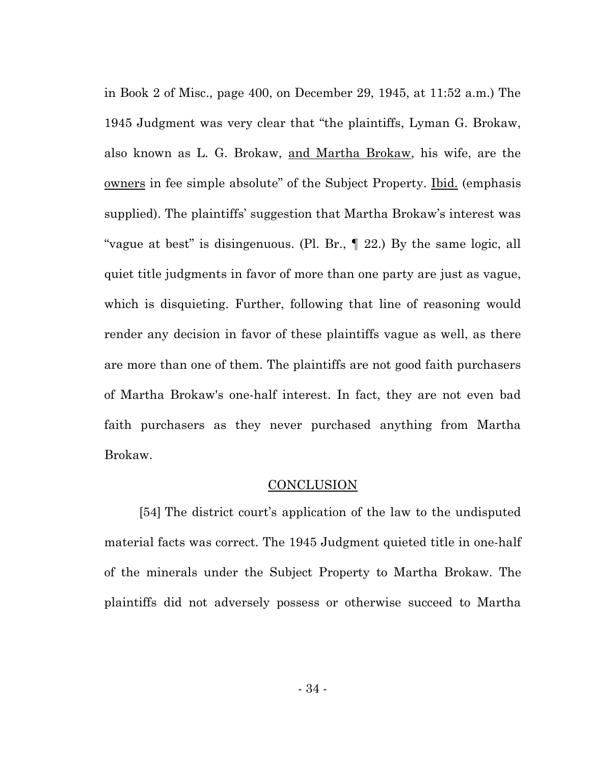in Book 2 of Misc., page 400, on December 29, 1945, at 11:52 a.m.) The 1945 Judgment was very clear that "the plaintiffs, Lyman G. Brokaw, also known as L. G. Brokaw, <u>and Martha Brokaw</u>, his wife, are the <u>owners</u> in fee simple absolute" of the Subject Property. <u>Ibid.</u> (emphasis supplied). The plaintiffs' suggestion that Martha Brokaw's interest was "vague at best" is disingenuous. (Pl. Br., ¶ 22.) By the same logic, all quiet title judgments in favor of more than one party are just as vague, which is disquieting. Further, following that line of reasoning would render any decision in favor of these plaintiffs vague as well, as there are more than one of them. The plaintiffs are not good faith purchasers of Martha Brokaw's one-half interest. In fact, they are not even bad faith purchasers as they never purchased anything from Martha Brokaw.

## CONCLUSION

[54] The district court's application of the law to the undisputed material facts was correct. The 1945 Judgment quieted title in one-half of the minerals under the Subject Property to Martha Brokaw. The plaintiffs did not adversely possess or otherwise succeed to Martha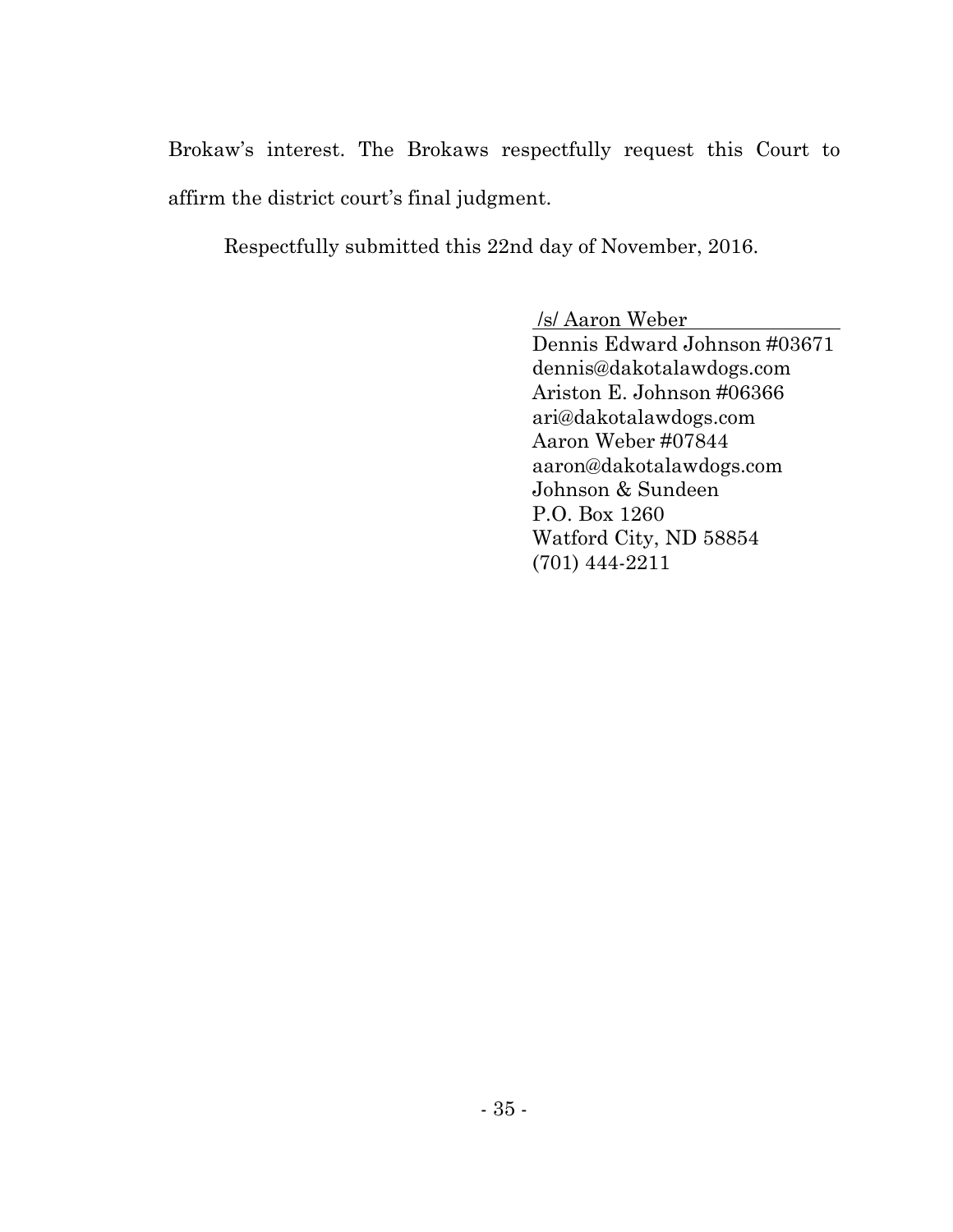Brokaw's interest. The Brokaws respectfully request this Court to affirm the district court's final judgment.

Respectfully submitted this 22nd day of November, 2016.

/s/ Aaron Weber
Dennis Edward Johnson #03671
dennis@dakotalawdogs.com
Ariston E. Johnson #06366
ari@dakotalawdogs.com
Aaron Weber #07844
aaron@dakotalawdogs.com
Johnson & Sundeen
P.O. Box 1260
Watford City, ND 58854
(701) 444-2211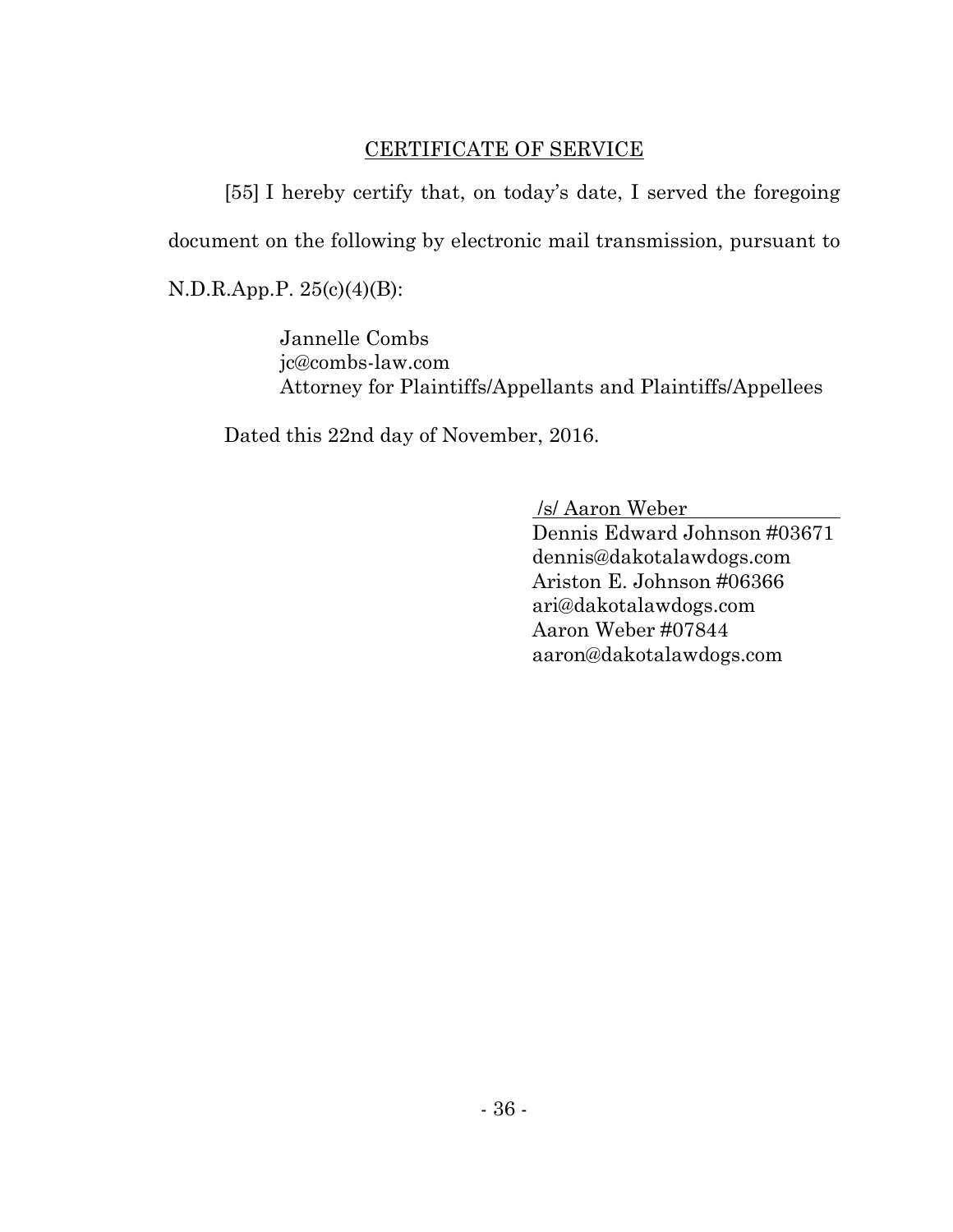## CERTIFICATE OF SERVICE

[55] I hereby certify that, on today's date, I served the foregoing document on the following by electronic mail transmission, pursuant to N.D.R.App.P. 25(c)(4)(B):

> Jannelle Combs
> jc@combs-law.com
> Attorney for Plaintiffs/Appellants and Plaintiffs/Appellees

Dated this 22nd day of November, 2016.

/s/ Aaron Weber
Dennis Edward Johnson #03671
dennis@dakotalawdogs.com
Ariston E. Johnson #06366
ari@dakotalawdogs.com
Aaron Weber #07844
aaron@dakotalawdogs.com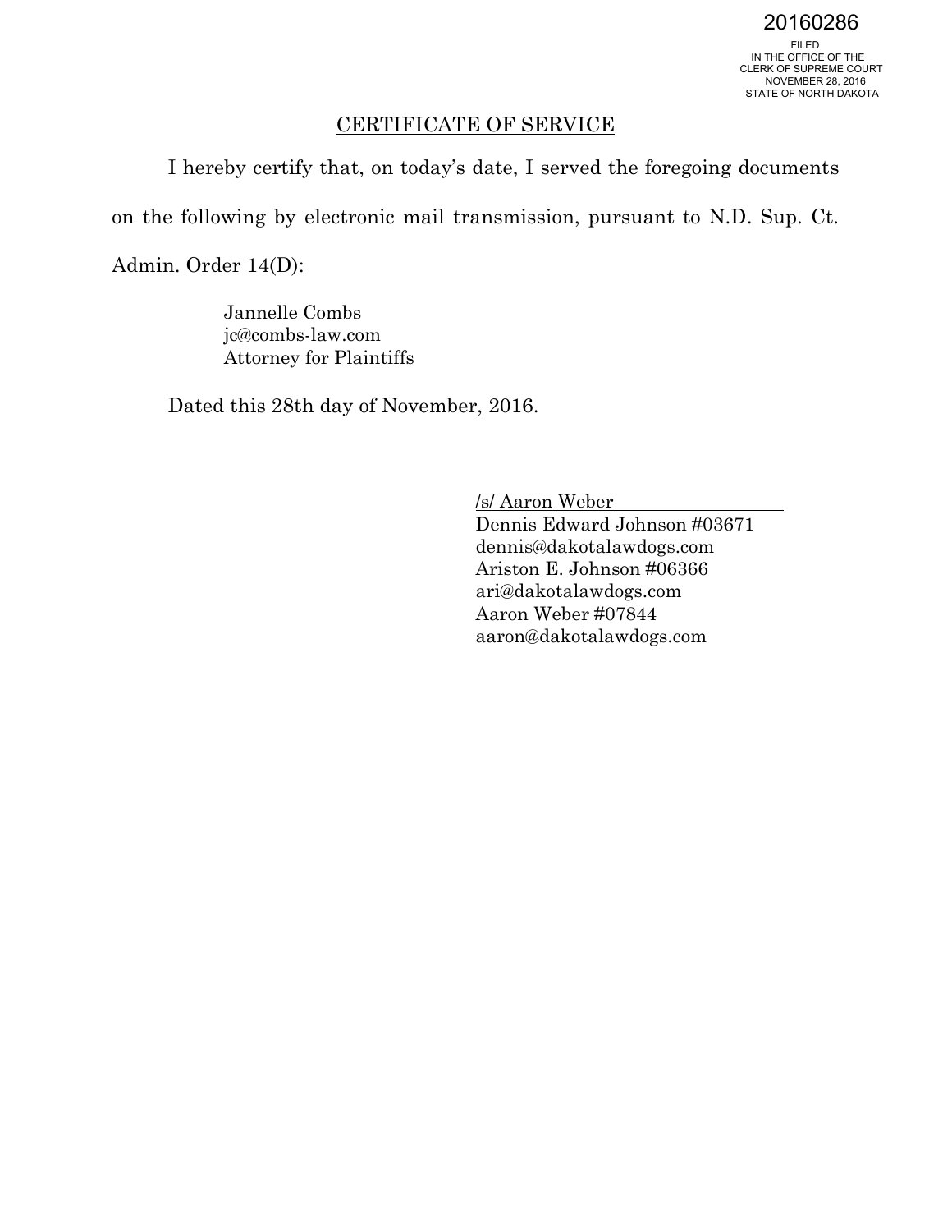20160286
FILED
IN THE OFFICE OF THE
CLERK OF SUPREME COURT
NOVEMBER 28, 2016
STATE OF NORTH DAKOTA

## CERTIFICATE OF SERVICE

I hereby certify that, on today's date, I served the foregoing documents on the following by electronic mail transmission, pursuant to N.D. Sup. Ct. Admin. Order 14(D):

Jannelle Combs
jc@combs-law.com
Attorney for Plaintiffs

Dated this 28th day of November, 2016.

/s/ Aaron Weber
Dennis Edward Johnson #03671
dennis@dakotalawdogs.com
Ariston E. Johnson #06366
ari@dakotalawdogs.com
Aaron Weber #07844
aaron@dakotalawdogs.com